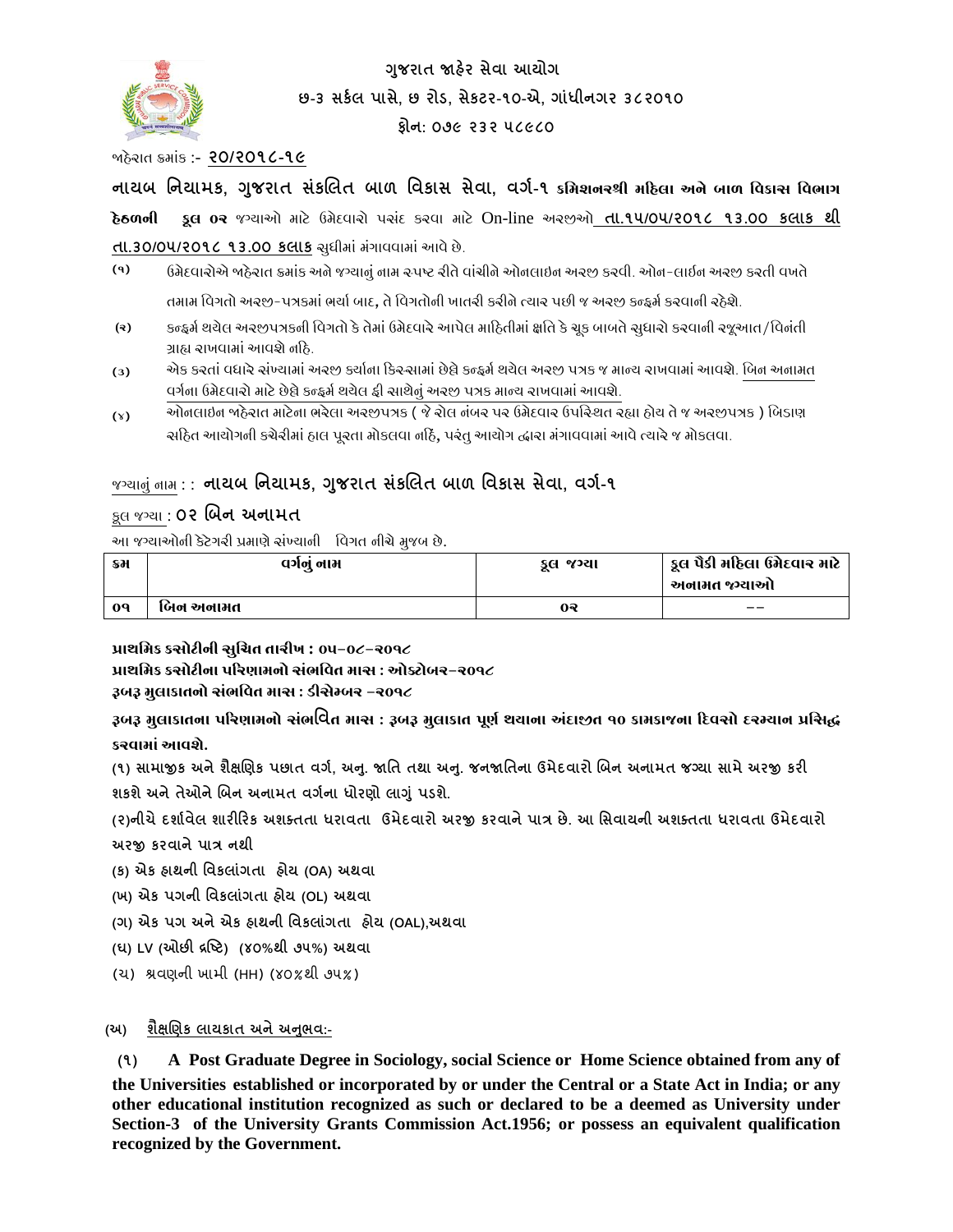# ગુજરાત જાહેર સેવા આયોગ

**છ-૩ સર્કલ પાસે, છ રોડ, સેકટર-૧૦-એ, ગાંધીનગર ૩૮૨૦૧૦**

**ફોન: ૦૭૯ ૨૩૨ ૫૮૯૮૦**

જાહેરાત ક્રમાંક :- **૨૦/૨૦૧૮-૧૯**

**નાયબ નિયામક, ગુજરાત સંકલિત બાળ વિકાસ સેવા, વર્ગ-૧ કમિશનરશ્રી મહિલા અને બાળ વિકાસ વિભાગ હેઠળની કુલ ૦૨** જગ્યાઓ માટે ઉમેદવારો પસંદ કરવા માટે On-line અરજીઓ **તા.૧૫/૦૫/૨૦૧૮ ૧૩.૦૦ કલાક થી તા.૩૦/૦૫/૨૦૧૮ ૧૩.૦૦ કલાક** સુધીમાં મંગાવવામાં આવે છે.

(૧) ઉમેદવારોએ જાહેરાત ક્રમાંક અને જગ્યાનું નામ સ્પષ્ટ રીતે વાંચીને ઓનલાઇન અરજી કરવી. ઓન-લાઈન અરજી કરતી વખતે તમામ વિગતો અરજી-પત્રકમાં ભર્યા બાદ, તે વિગતોની ખાતરી કરીને ત્યાર પછી જ અરજી કન્ફર્મ કરવાની રહેશે.

(૨) કન્ફર્મ થયેલ અરજીપત્રકની વિગતો કે તેમાં ઉમેદવારે આપેલ માહિતીમાં ક્ષતિ કે ચૂક બાબતે સુધારો કરવાની રજૂઆત/વિનંતી ગ્રાહ્ય રાખવામાં આવશે નહિ.

(૩) એક કરતાં વધારે સંખ્યામાં અરજી કર્યાના કિસ્સામાં છેલ્લે કન્ફર્મ થયેલ અરજી પત્રક જ માન્ય રાખવામાં આવશે. બિન અનામત વર્ગના ઉમેદવારો માટે છેલ્લે કન્ફર્મ થયેલ ફી સાથેનું અરજી પત્રક માન્ય રાખવામાં આવશે.

(૪) ઓનલાઇન જાહેરાત માટેના ભરેલા અરજીપત્રક ( જે રોલ નંબર પર ઉમેદવાર ઉપસ્થિત રહ્યા હોય તે જ અરજીપત્રક ) બિડાણ સહિત આયોગની કચેરીમાં હાલ પૂરતા મોકલવા નહિં, પરંતુ આયોગ દ્વારા મંગાવવામાં આવે ત્યારે જ મોકલવા.

જગ્યાનું નામ : : **નાયબ નિયામક, ગુજરાત સંકલિત બાળ વિકાસ સેવા, વર્ગ-૧**

કુલ જગ્યા : **૦૨ બિન અનામત**

આ જગ્યાઓની કેટેગરી પ્રમાણે સંખ્યાની વિગત નીચે મુજબ છે.

| ક્રમ | વર્ગનું નામ | કુલ જગ્યા | કુલ પૈકી મહિલા ઉમેદવાર માટે અનામત જગ્યાઓ |
|---|---|---|---|
| ૦૧ | બિન અનામત | ૦૨ | -- |

**પ્રાથમિક કસોટીની સુચિત તારીખ : ૦૫-૦૮-૨૦૧૮**

**પ્રાથમિક કસોટીના પરિણામનો સંભવિત માસ : ઓક્ટોબર-૨૦૧૮**

**રૂબરૂ મુલાકાતનો સંભવિત માસ : ડીસેમ્બર -૨૦૧૮**

**રૂબરૂ મુલાકાતના પરિણામનો સંભવિત માસ : રૂબરૂ મુલાકાત પૂર્ણ થયાના અંદાજીત ૧૦ કામકાજના દિવસો દરમ્યાન પ્રસિદ્ધ કરવામાં આવશે.**

**(૧) સામાજીક અને શૈક્ષણિક પછાત વર્ગ, અનુ. જાતિ તથા અનુ. જનજાતિના ઉમેદવારો બિન અનામત જગ્યા સામે અરજી કરી શકશે અને તેઓને બિન અનામત વર્ગના ધોરણો લાગું પડશે.**

**(૨)નીચે દર્શાવેલ શારીરિક અશક્તતા ધરાવતા ઉમેદવારો અરજી કરવાને પાત્ર છે. આ સિવાયની અશક્તતા ધરાવતા ઉમેદવારો અરજી કરવાને પાત્ર નથી**

**(ક) એક હાથની વિકલાંગતા હોય (OA) અથવા**

**(ખ) એક પગની વિકલાંગતા હોય (OL) અથવા**

**(ગ) એક પગ અને એક હાથની વિકલાંગતા હોય (OAL),અથવા**

**(ઘ) LV (ઓછી દ્રષ્ટિ) (૪૦%થી ૭૫%) અથવા**

**(ચ) શ્રવણની ખામી (HH) (૪૦%થી ૭૫%)**

**(અ) શૈક્ષણિક લાયકાત અને અનુભવ:-**

**(૧) A Post Graduate Degree in Sociology, social Science or Home Science obtained from any of the Universities established or incorporated by or under the Central or a State Act in India; or any other educational institution recognized as such or declared to be a deemed as University under Section-3 of the University Grants Commission Act.1956; or possess an equivalent qualification recognized by the Government.**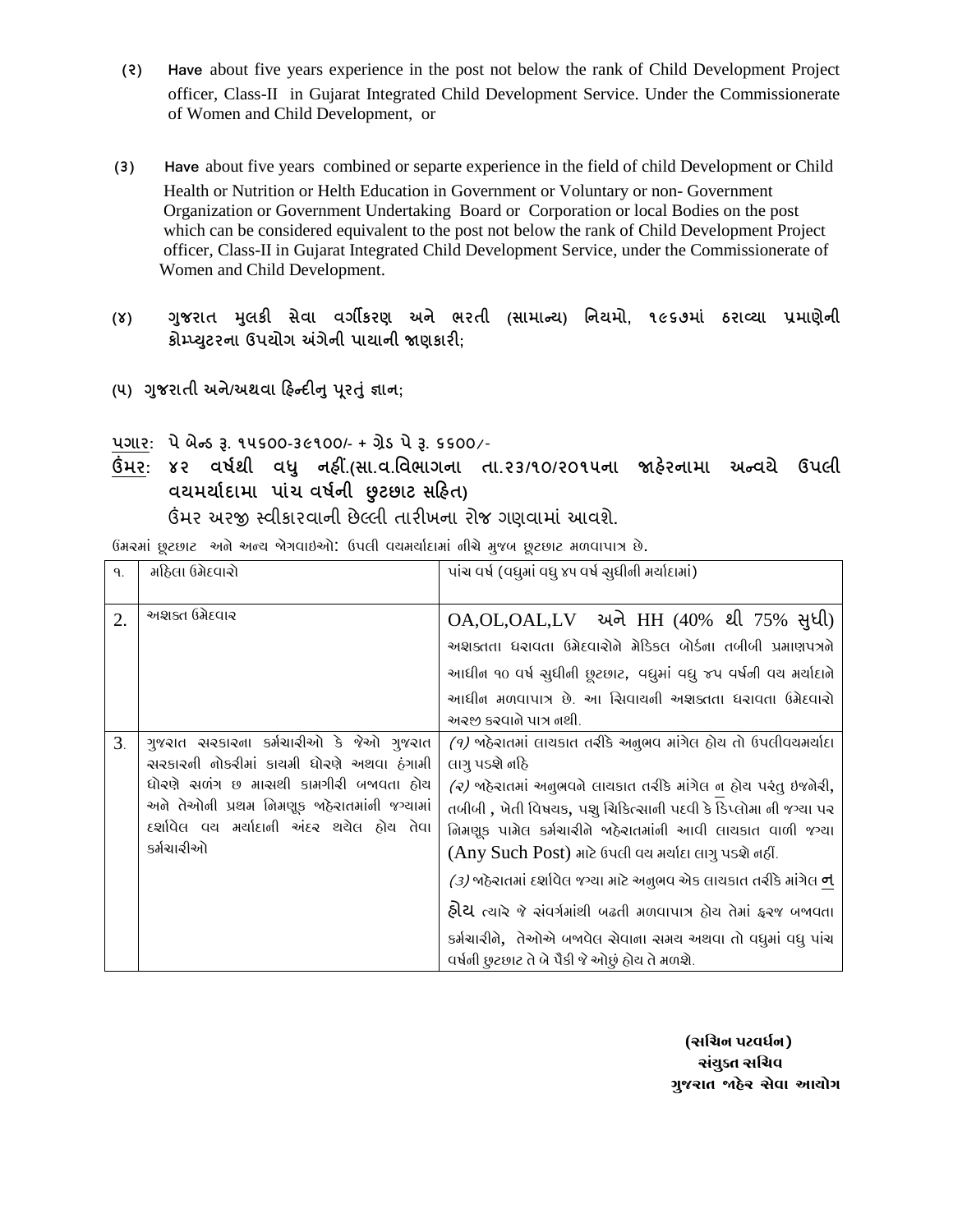(૨) **Have** about five years experience in the post not below the rank of Child Development Project officer, Class-II in Gujarat Integrated Child Development Service. Under the Commissionerate of Women and Child Development, or

(3) **Have** about five years combined or separte experience in the field of child Development or Child Health or Nutrition or Helth Education in Government or Voluntary or non- Government Organization or Government Undertaking Board or Corporation or local Bodies on the post which can be considered equivalent to the post not below the rank of Child Development Project officer, Class-II in Gujarat Integrated Child Development Service, under the Commissionerate of Women and Child Development.

**(૪) ગુજરાત મુલકી સેવા વર્ગીકરણ અને ભરતી (સામાન્ય) નિયમો, ૧૯૬૭માં ઠરાવ્યા પ્રમાણેની કોમ્પ્યુટરના ઉપયોગ અંગેની પાયાની જાણકારી;**

**(૫) ગુજરાતી અને/અથવા હિન્દીનુ પૂરતું જ્ઞાન;**

**<u>પગાર</u>: પે બેન્ડ રૂ. ૧૫૬૦૦-૩૯૧૦૦/- + ગ્રેડ પે રૂ. ૬૬૦૦/-**

**<u>ઉંમર</u>: ૪૨ વર્ષથી વધુ નહીં.(સા.વ.વિભાગના તા.૨૩/૧૦/૨૦૧૫ના જાહેરનામા અન્વયે ઉપલી વયમર્યાદામા પાંચ વર્ષની છુટછાટ સહિત)**

ઉંમર અરજી સ્વીકારવાની છેલ્લી તારીખના રોજ ગણવામાં આવશે.

ઉંમરમાં છૂટછાટ અને અન્ય જોગવાઇઓ: ઉપલી વયમર્યાદામાં નીચે મુજબ છૂટછાટ મળવાપાત્ર છે.

| ૧. | મહિલા ઉમેદવારો | પાંચ વર્ષ (વધુમાં વધુ ૪૫ વર્ષ સુધીની મર્યાદામાં) |
|---|---|---|
| 2. | અશક્ત ઉમેદવાર | OA,OL,OAL,LV અને HH (40% થી 75% સુધી) અશક્તતા ધરાવતા ઉમેદવારોને મેડિકલ બોર્ડના તબીબી પ્રમાણપત્રને આધીન ૧૦ વર્ષ સુધીની છૂટછાટ, વધુમાં વધુ ૪૫ વર્ષની વય મર્યાદાને આધીન મળવાપાત્ર છે. આ સિવાયની અશક્તતા ધરાવતા ઉમેદવારો અરજી કરવાને પાત્ર નથી. |
| 3. | ગુજરાત સરકારના કર્મચારીઓ કે જેઓ ગુજરાત સરકારની નોકરીમાં કાયમી ધોરણે અથવા હંગામી ધોરણે સળંગ છ માસથી કામગીરી બજાવતા હોય અને તેઓની પ્રથમ નિમણૂક જાહેરાતમાંની જગ્યામાં દર્શાવેલ વય મર્યાદાની અંદર થયેલ હોય તેવા કર્મચારીઓ | *(૧)* જાહેરાતમાં લાયકાત તરીકે અનુભવ માંગેલ હોય તો ઉપલીવયમર્યાદા લાગુ પડશે નહિ<br>*(૨)* જાહેરાતમાં અનુભવને લાયકાત તરીકે માંગેલ <u>ન</u> હોય પરંતુ ઇજનેરી, તબીબી , ખેતી વિષયક, પશુ ચિકિત્સાની પદવી કે ડિપ્લોમા ની જગ્યા પર નિમણૂક પામેલ કર્મચારીને જાહેરાતમાંની આવી લાયકાત વાળી જગ્યા (Any Such Post) માટે ઉપલી વય મર્યાદા લાગુ પડશે નહીં.<br>*(૩)* જાહેરાતમાં દર્શાવેલ જગ્યા માટે અનુભવ એક લાયકાત તરીકે માંગેલ **<u>ન</u> હોય** ત્યારે જે સંવર્ગમાંથી બઢતી મળવાપાત્ર હોય તેમાં ફરજ બજાવતા કર્મચારીને, તેઓએ બજાવેલ સેવાના સમય અથવા તો વધુમાં વધુ પાંચ વર્ષની છુટછાટ તે બે પૈકી જે ઓછું હોય તે મળશે. |

**(સચિન પટવર્ધન)**
**સંયુક્ત સચિવ**
**ગુજરાત જાહેર સેવા આયોગ**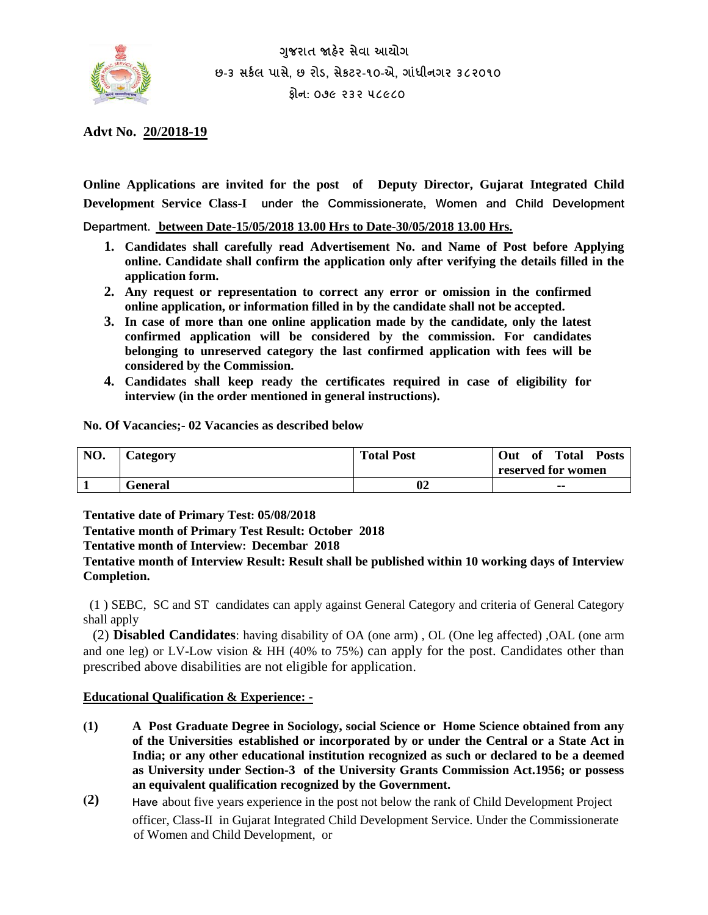ગુજરાત જાહેર સેવા આયોગ

છ-૩ સર્કલ પાસે, છ રોડ, સેક્ટર-૧૦-એ, ગાંધીનગર ૩૮૨૦૧૦

ફોન: ૦૭૯ ૨૩૨ ૫૮૯૮૦

**Advt No. 20/2018-19**

**Online Applications are invited for the post of Deputy Director, Gujarat Integrated Child Development Service Class-I under the Commissionerate, Women and Child Development Department. between Date-15/05/2018 13.00 Hrs to Date-30/05/2018 13.00 Hrs.**

1. **Candidates shall carefully read Advertisement No. and Name of Post before Applying online. Candidate shall confirm the application only after verifying the details filled in the application form.**
2. **Any request or representation to correct any error or omission in the confirmed online application, or information filled in by the candidate shall not be accepted.**
3. **In case of more than one online application made by the candidate, only the latest confirmed application will be considered by the commission. For candidates belonging to unreserved category the last confirmed application with fees will be considered by the Commission.**
4. **Candidates shall keep ready the certificates required in case of eligibility for interview (in the order mentioned in general instructions).**

**No. Of Vacancies;- 02 Vacancies as described below**

| NO. | Category | Total Post | Out of Total Posts reserved for women |
|---|---|---|---|
| 1 | General | 02 | -- |

**Tentative date of Primary Test: 05/08/2018**

**Tentative month of Primary Test Result: October 2018**

**Tentative month of Interview: Decembar 2018**

**Tentative month of Interview Result: Result shall be published within 10 working days of Interview Completion.**

(1 ) SEBC, SC and ST candidates can apply against General Category and criteria of General Category shall apply

(2) **Disabled Candidates**: having disability of OA (one arm) , OL (One leg affected) ,OAL (one arm and one leg) or LV-Low vision & HH (40% to 75%) can apply for the post. Candidates other than prescribed above disabilities are not eligible for application.

**Educational Qualification & Experience: -**

**(1)** **A Post Graduate Degree in Sociology, social Science or Home Science obtained from any of the Universities established or incorporated by or under the Central or a State Act in India; or any other educational institution recognized as such or declared to be a deemed as University under Section-3 of the University Grants Commission Act.1956; or possess an equivalent qualification recognized by the Government.**

**(2)** Have about five years experience in the post not below the rank of Child Development Project officer, Class-II in Gujarat Integrated Child Development Service. Under the Commissionerate of Women and Child Development, or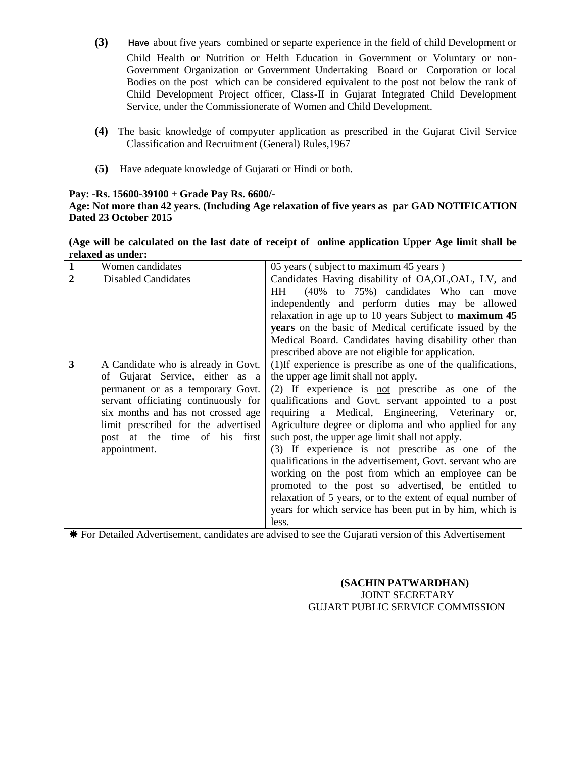**(3)** Have about five years combined or separte experience in the field of child Development or Child Health or Nutrition or Helth Education in Government or Voluntary or non-Government Organization or Government Undertaking Board or Corporation or local Bodies on the post which can be considered equivalent to the post not below the rank of Child Development Project officer, Class-II in Gujarat Integrated Child Development Service, under the Commissionerate of Women and Child Development.

**(4)** The basic knowledge of compyuter application as prescribed in the Gujarat Civil Service Classification and Recruitment (General) Rules,1967

**(5)** Have adequate knowledge of Gujarati or Hindi or both.

**Pay: -Rs. 15600-39100 + Grade Pay Rs. 6600/-**

**Age: Not more than 42 years. (Including Age relaxation of five years as par GAD NOTIFICATION Dated 23 October 2015**

**(Age will be calculated on the last date of receipt of online application Upper Age limit shall be relaxed as under:**

| | | |
|---|---|---|
| **1** | Women candidates | 05 years ( subject to maximum 45 years ) |
| **2** | Disabled Candidates | Candidates Having disability of OA,OL,OAL, LV, and HH (40% to 75%) candidates Who can move independently and perform duties may be allowed relaxation in age up to 10 years Subject to **maximum 45 years** on the basic of Medical certificate issued by the Medical Board. Candidates having disability other than prescribed above are not eligible for application. |
| **3** | A Candidate who is already in Govt. of Gujarat Service, either as a permanent or as a temporary Govt. servant officiating continuously for six months and has not crossed age limit prescribed for the advertised post at the time of his first appointment. | (1)If experience is prescribe as one of the qualifications, the upper age limit shall not apply. (2) If experience is <u>not</u> prescribe as one of the qualifications and Govt. servant appointed to a post requiring a Medical, Engineering, Veterinary or, Agriculture degree or diploma and who applied for any such post, the upper age limit shall not apply. (3) If experience is <u>not</u> prescribe as one of the qualifications in the advertisement, Govt. servant who are working on the post from which an employee can be promoted to the post so advertised, be entitled to relaxation of 5 years, or to the extent of equal number of years for which service has been put in by him, which is less. |

❋ For Detailed Advertisement, candidates are advised to see the Gujarati version of this Advertisement

**(SACHIN PATWARDHAN)**
JOINT SECRETARY
GUJART PUBLIC SERVICE COMMISSION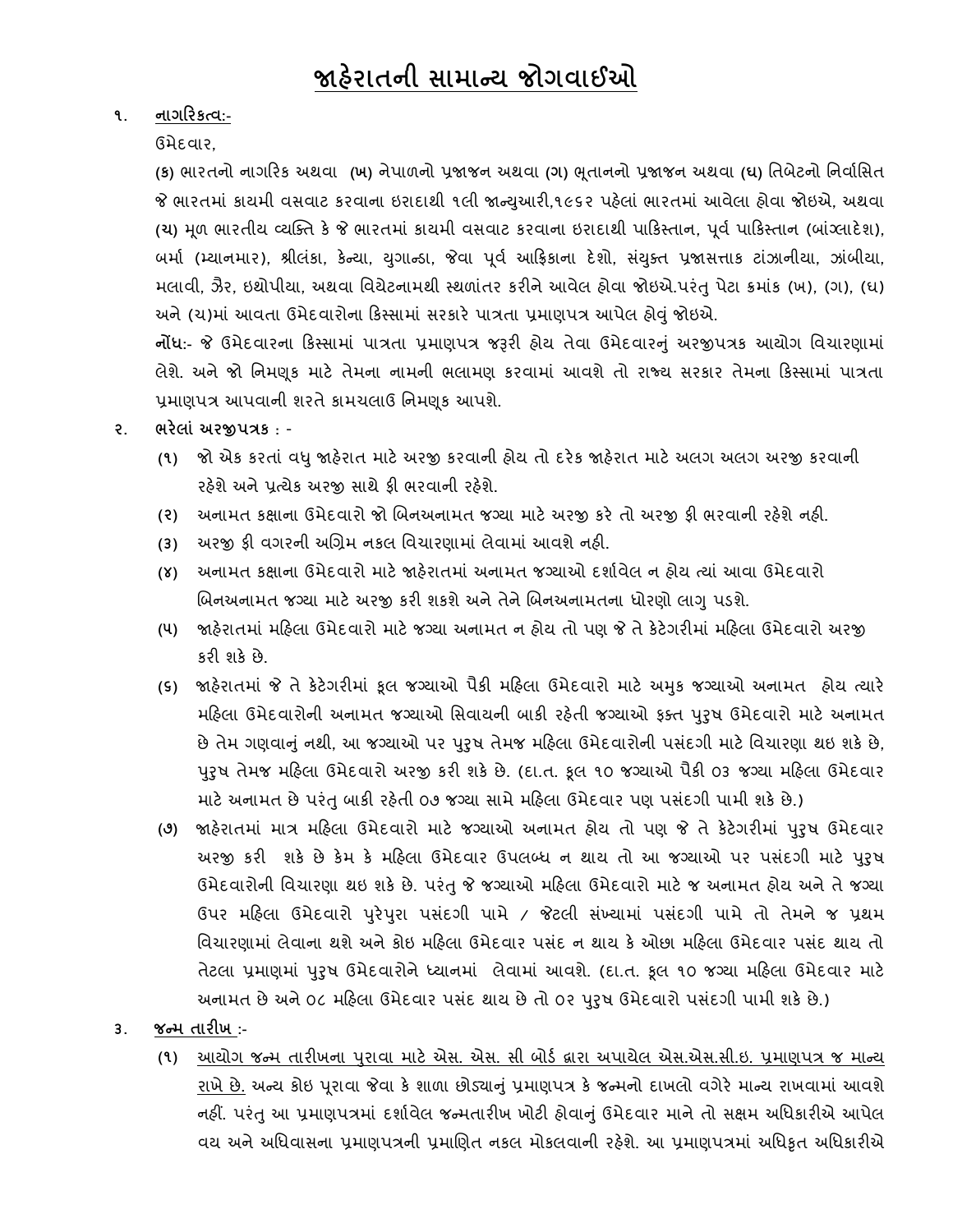# જાહેરાતની સામાન્ય જોગવાઈઓ

૧. **નાગરિકત્વ:-**

ઉમેદવાર,

**(ક)** ભારતનો નાગરિક અથવા **(ખ)** નેપાળનો પ્રજાજન અથવા **(ગ)** ભૂતાનનો પ્રજાજન અથવા **(ઘ)** તિબેટનો નિર્વાસિત જે ભારતમાં કાયમી વસવાટ કરવાના ઇરાદાથી ૧લી જાન્યુઆરી,૧૯૬૨ પહેલાં ભારતમાં આવેલા હોવા જોઇએ, અથવા **(ચ)** મૂળ ભારતીય વ્યક્તિ કે જે ભારતમાં કાયમી વસવાટ કરવાના ઇરાદાથી પાકિસ્તાન, પૂર્વ પાકિસ્તાન (બાંગ્લાદેશ), બર્મા (મ્યાનમાર), શ્રીલંકા, કેન્યા, યુગાન્ડા, જેવા પૂર્વ આફ્રિકાના દેશો, સંયુક્ત પ્રજાસત્તાક ટાંઝાનીયા, ઝાંબીયા, મલાવી, ઝૈર, ઇથોપીયા, અથવા વિયેટનામથી સ્થળાંતર કરીને આવેલ હોવા જોઇએ.પરંતુ પેટા ક્રમાંક (ખ), (ગ), (ઘ) અને (ચ)માં આવતા ઉમેદવારોના કિસ્સામાં સરકારે પાત્રતા પ્રમાણપત્ર આપેલ હોવું જોઇએ.

**નોંધ:-** જે ઉમેદવારના કિસ્સામાં પાત્રતા પ્રમાણપત્ર જરૂરી હોય તેવા ઉમેદવારનું અરજીપત્રક આયોગ વિચારણામાં લેશે. અને જો નિમણૂક માટે તેમના નામની ભલામણ કરવામાં આવશે તો રાજ્ય સરકાર તેમના કિસ્સામાં પાત્રતા પ્રમાણપત્ર આપવાની શરતે કામચલાઉ નિમણૂક આપશે.

૨. **ભરેલાં અરજીપત્રક : -**

(૧) જો એક કરતાં વધુ જાહેરાત માટે અરજી કરવાની હોય તો દરેક જાહેરાત માટે અલગ અલગ અરજી કરવાની રહેશે અને પ્રત્યેક અરજી સાથે ફી ભરવાની રહેશે.

(૨) અનામત કક્ષાના ઉમેદવારો જો બિનઅનામત જગ્યા માટે અરજી કરે તો અરજી ફી ભરવાની રહેશે નહી.

(૩) અરજી ફી વગરની અગ્રિમ નકલ વિચારણામાં લેવામાં આવશે નહી.

(૪) અનામત કક્ષાના ઉમેદવારો માટે જાહેરાતમાં અનામત જગ્યાઓ દર્શાવેલ ન હોય ત્યાં આવા ઉમેદવારો બિનઅનામત જગ્યા માટે અરજી કરી શકશે અને તેને બિનઅનામતના ધોરણો લાગુ પડશે.

(૫) જાહેરાતમાં મહિલા ઉમેદવારો માટે જગ્યા અનામત ન હોય તો પણ જે તે કેટેગરીમાં મહિલા ઉમેદવારો અરજી કરી શકે છે.

(૬) જાહેરાતમાં જે તે કેટેગરીમાં કુલ જગ્યાઓ પૈકી મહિલા ઉમેદવારો માટે અમુક જગ્યાઓ અનામત હોય ત્યારે મહિલા ઉમેદવારોની અનામત જગ્યાઓ સિવાયની બાકી રહેતી જગ્યાઓ ફક્ત પુરુષ ઉમેદવારો માટે અનામત છે તેમ ગણવાનું નથી, આ જગ્યાઓ પર પુરુષ તેમજ મહિલા ઉમેદવારોની પસંદગી માટે વિચારણા થઇ શકે છે, પુરુષ તેમજ મહિલા ઉમેદવારો અરજી કરી શકે છે. (દા.ત. કુલ ૧૦ જગ્યાઓ પૈકી ૦૩ જગ્યા મહિલા ઉમેદવાર માટે અનામત છે પરંતુ બાકી રહેતી ૦૭ જગ્યા સામે મહિલા ઉમેદવાર પણ પસંદગી પામી શકે છે.)

(૭) જાહેરાતમાં માત્ર મહિલા ઉમેદવારો માટે જગ્યાઓ અનામત હોય તો પણ જે તે કેટેગરીમાં પુરુષ ઉમેદવાર અરજી કરી શકે છે કેમ કે મહિલા ઉમેદવાર ઉપલબ્ધ ન થાય તો આ જગ્યાઓ પર પસંદગી માટે પુરુષ ઉમેદવારોની વિચારણા થઇ શકે છે. પરંતુ જે જગ્યાઓ મહિલા ઉમેદવારો માટે જ અનામત હોય અને તે જગ્યા ઉપર મહિલા ઉમેદવારો પુરેપુરા પસંદગી પામે / જેટલી સંખ્યામાં પસંદગી પામે તો તેમને જ પ્રથમ વિચારણામાં લેવાના થશે અને કોઇ મહિલા ઉમેદવાર પસંદ ન થાય કે ઓછા મહિલા ઉમેદવાર પસંદ થાય તો તેટલા પ્રમાણમાં પુરુષ ઉમેદવારોને ધ્યાનમાં લેવામાં આવશે. (દા.ત. કુલ ૧૦ જગ્યા મહિલા ઉમેદવાર માટે અનામત છે અને ૦૮ મહિલા ઉમેદવાર પસંદ થાય છે તો ૦૨ પુરુષ ઉમેદવારો પસંદગી પામી શકે છે.)

૩. **જન્મ તારીખ :-**

(૧) આયોગ જન્મ તારીખના પુરાવા માટે એસ. એસ. સી બોર્ડ દ્વારા અપાયેલ એસ.એસ.સી.ઇ. પ્રમાણપત્ર જ માન્ય રાખે છે. અન્ય કોઇ પૂરાવા જેવા કે શાળા છોડ્યાનું પ્રમાણપત્ર કે જન્મનો દાખલો વગેરે માન્ય રાખવામાં આવશે નહીં. પરંતુ આ પ્રમાણપત્રમાં દર્શાવેલ જન્મતારીખ ખોટી હોવાનું ઉમેદવાર માને તો સક્ષમ અધિકારીએ આપેલ વય અને અધિવાસના પ્રમાણપત્રની પ્રમાણિત નકલ મોકલવાની રહેશે. આ પ્રમાણપત્રમાં અધિકૃત અધિકારીએ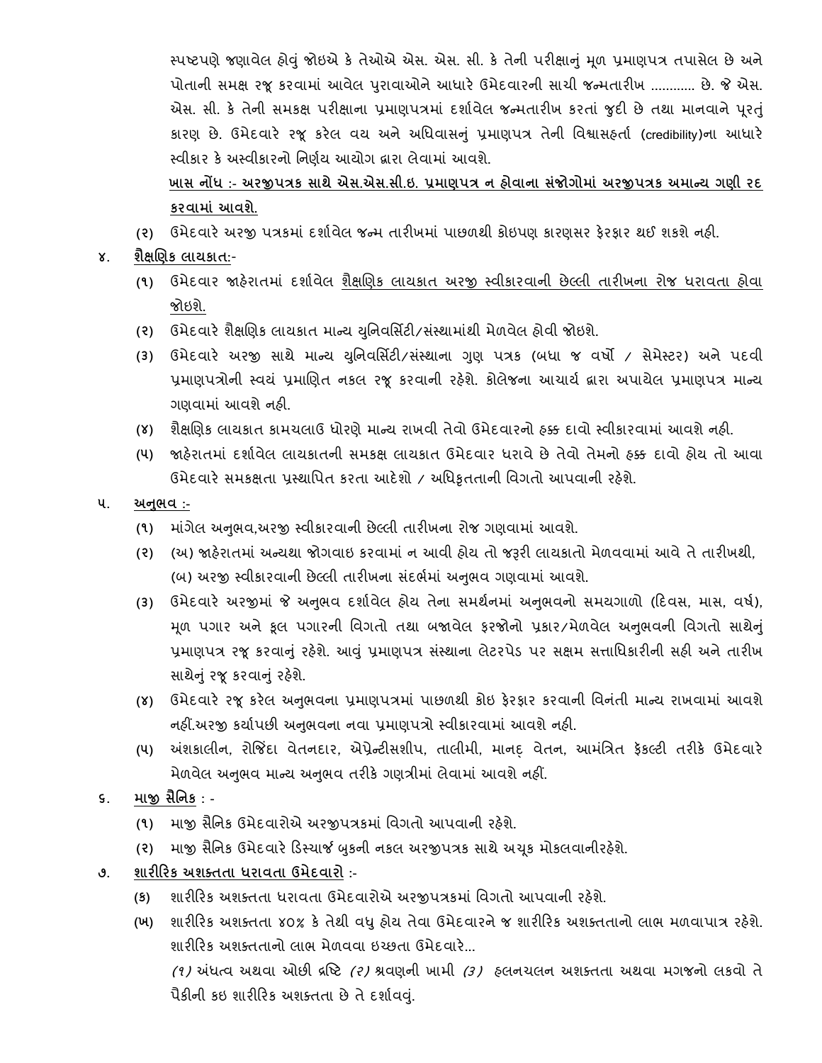સ્પષ્ટપણે જણાવેલ હોવું જોઇએ કે તેઓએ એસ. એસ. સી. કે તેની પરીક્ષાનું મૂળ પ્રમાણપત્ર તપાસેલ છે અને પોતાની સમક્ષ રજૂ કરવામાં આવેલ પુરાવાઓને આધારે ઉમેદવારની સાચી જન્મતારીખ ............ છે. જે એસ. એસ. સી. કે તેની સમકક્ષ પરીક્ષાના પ્રમાણપત્રમાં દર્શાવેલ જન્મતારીખ કરતાં જુદી છે તથા માનવાને પૂરતું કારણ છે. ઉમેદવારે રજૂ કરેલ વય અને અધિવાસનું પ્રમાણપત્ર તેની વિશ્વાસહર્તા (credibility)ના આધારે સ્વીકાર કે અસ્વીકારનો નિર્ણય આયોગ દ્વારા લેવામાં આવશે.

**<u>ખાસ નોંધ :- અરજીપત્રક સાથે એસ.એસ.સી.ઇ. પ્રમાણપત્ર ન હોવાના સંજોગોમાં અરજીપત્રક અમાન્ય ગણી રદ કરવામાં આવશે.</u>**

(૨) ઉમેદવારે અરજી પત્રકમાં દર્શાવેલ જન્મ તારીખમાં પાછળથી કોઇપણ કારણસર ફેરફાર થઈ શકશે નહી.

૪. **<u>શૈક્ષણિક લાયકાત:-</u>**

(૧) ઉમેદવાર જાહેરાતમાં દર્શાવેલ <u>શૈક્ષણિક લાયકાત અરજી સ્વીકારવાની છેલ્લી તારીખના રોજ ધરાવતા હોવા જોઇશે.</u>

(૨) ઉમેદવારે શૈક્ષણિક લાયકાત માન્ય યુનિવર્સિટી/સંસ્થામાંથી મેળવેલ હોવી જોઇશે.

(૩) ઉમેદવારે અરજી સાથે માન્ય યુનિવર્સિટી/સંસ્થાના ગુણ પત્રક (બધા જ વર્ષો / સેમેસ્ટર) અને પદવી પ્રમાણપત્રોની સ્વયં પ્રમાણિત નકલ રજૂ કરવાની રહેશે. કોલેજના આચાર્ય દ્વારા અપાયેલ પ્રમાણપત્ર માન્ય ગણવામાં આવશે નહી.

(૪) શૈક્ષણિક લાયકાત કામચલાઉ ધોરણે માન્ય રાખવી તેવો ઉમેદવારનો હક્ક દાવો સ્વીકારવામાં આવશે નહી.

(૫) જાહેરાતમાં દર્શાવેલ લાયકાતની સમકક્ષ લાયકાત ઉમેદવાર ધરાવે છે તેવો તેમનો હક્ક દાવો હોય તો આવા ઉમેદવારે સમકક્ષતા પ્રસ્થાપિત કરતા આદેશો / અધિકૃતતાની વિગતો આપવાની રહેશે.

૫. **<u>અનુભવ :-</u>**

(૧) માંગેલ અનુભવ,અરજી સ્વીકારવાની છેલ્લી તારીખના રોજ ગણવામાં આવશે.

(૨) (અ) જાહેરાતમાં અન્યથા જોગવાઇ કરવામાં ન આવી હોય તો જરૂરી લાયકાતો મેળવવામાં આવે તે તારીખથી, (બ) અરજી સ્વીકારવાની છેલ્લી તારીખના સંદર્ભમાં અનુભવ ગણવામાં આવશે.

(૩) ઉમેદવારે અરજીમાં જે અનુભવ દર્શાવેલ હોય તેના સમર્થનમાં અનુભવનો સમયગાળો (દિવસ, માસ, વર્ષ), મૂળ પગાર અને કુલ પગારની વિગતો તથા બજાવેલ ફરજોનો પ્રકાર/મેળવેલ અનુભવની વિગતો સાથેનું પ્રમાણપત્ર રજૂ કરવાનું રહેશે. આવું પ્રમાણપત્ર સંસ્થાના લેટરપેડ પર સક્ષમ સત્તાધિકારીની સહી અને તારીખ સાથેનું રજૂ કરવાનું રહેશે.

(૪) ઉમેદવારે રજૂ કરેલ અનુભવના પ્રમાણપત્રમાં પાછળથી કોઇ ફેરફાર કરવાની વિનંતી માન્ય રાખવામાં આવશે નહીં.અરજી કર્યાપછી અનુભવના નવા પ્રમાણપત્રો સ્વીકારવામાં આવશે નહી.

(૫) અંશકાલીન, રોજિંદા વેતનદાર, એપ્રેન્ટીસશીપ, તાલીમી, માનદ્ વેતન, આમંત્રિત ફેકલ્ટી તરીકે ઉમેદવારે મેળવેલ અનુભવ માન્ય અનુભવ તરીકે ગણત્રીમાં લેવામાં આવશે નહીં.

૬. **<u>માજી સૈનિક</u>** : -

(૧) માજી સૈનિક ઉમેદવારોએ અરજીપત્રકમાં વિગતો આપવાની રહેશે.

(૨) માજી સૈનિક ઉમેદવારે ડિસ્ચાર્જ બુકની નકલ અરજીપત્રક સાથે અચૂક મોકલવાનીરહેશે.

૭. **<u>શારીરિક અશક્તતા ધરાવતા ઉમેદવારો</u>** :-

(ક) શારીરિક અશક્તતા ધરાવતા ઉમેદવારોએ અરજીપત્રકમાં વિગતો આપવાની રહેશે.

(ખ) શારીરિક અશક્તતા ૪૦% કે તેથી વધુ હોય તેવા ઉમેદવારને જ શારીરિક અશક્તતાનો લાભ મળવાપાત્ર રહેશે. શારીરિક અશક્તતાનો લાભ મેળવવા ઇચ્છતા ઉમેદવારે...

*(૧)* અંધત્વ અથવા ઓછી દ્રષ્ટિ *(૨)* શ્રવણની ખામી *(3)* હલનચલન અશક્તતા અથવા મગજનો લકવો તે પૈકીની કઇ શારીરિક અશક્તતા છે તે દર્શાવવું.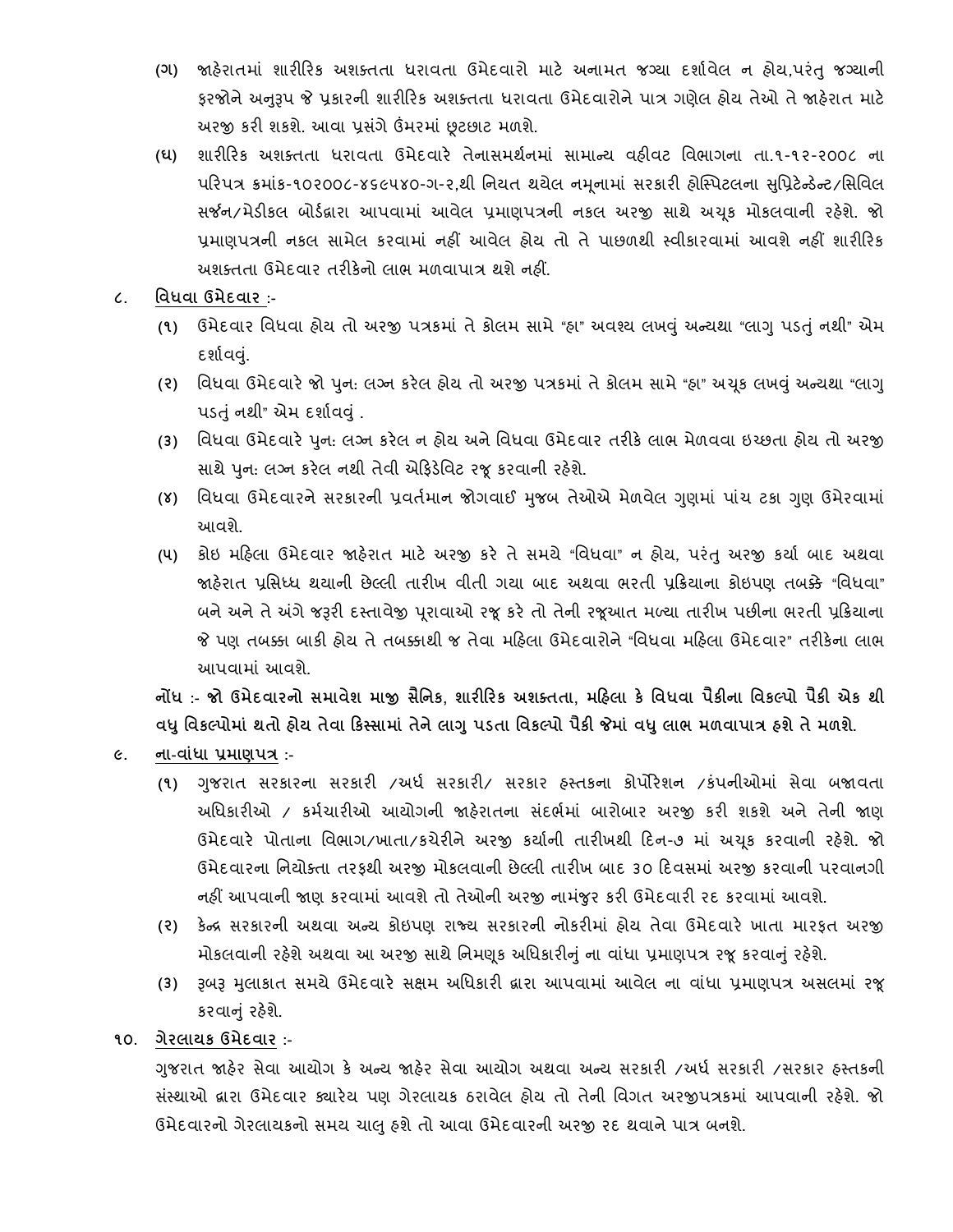(ગ) જાહેરાતમાં શારીરિક અશક્તતા ધરાવતા ઉમેદવારો માટે અનામત જગ્યા દર્શાવેલ ન હોય,પરંતુ જગ્યાની ફરજોને અનુરૂપ જે પ્રકારની શારીરિક અશક્તતા ધરાવતા ઉમેદવારોને પાત્ર ગણેલ હોય તેઓ તે જાહેરાત માટે અરજી કરી શકશે. આવા પ્રસંગે ઉંમરમાં છૂટછાટ મળશે.

(ઘ) શારીરિક અશક્તતા ધરાવતા ઉમેદવારે તેનાસમર્થનમાં સામાન્ય વહીવટ વિભાગના તા.૧-૧૨-૨૦૦૮ ના પરિપત્ર ક્રમાંક-૧૦૨૦૦૮-૪૬૯૫૪૦-ગ-૨,થી નિયત થયેલ નમૂનામાં સરકારી હોસ્પિટલના સુપ્રિટેન્ડેન્ટ/સિવિલ સર્જન/મેડીકલ બોર્ડદ્વારા આપવામાં આવેલ પ્રમાણપત્રની નકલ અરજી સાથે અચૂક મોકલવાની રહેશે. જો પ્રમાણપત્રની નકલ સામેલ કરવામાં નહીં આવેલ હોય તો તે પાછળથી સ્વીકારવામાં આવશે નહીં શારીરિક અશક્તતા ઉમેદવાર તરીકેનો લાભ મળવાપાત્ર થશે નહીં.

૮. <u>વિધવા ઉમેદવાર</u> :-

(૧) ઉમેદવાર વિધવા હોય તો અરજી પત્રકમાં તે કોલમ સામે "હા" અવશ્ય લખવું અન્યથા "લાગુ પડતું નથી" એમ દર્શાવવું.

(૨) વિધવા ઉમેદવારે જો પુનઃ લગ્ન કરેલ હોય તો અરજી પત્રકમાં તે કોલમ સામે "હા" અચૂક લખવું અન્યથા "લાગુ પડતું નથી" એમ દર્શાવવું .

(૩) વિધવા ઉમેદવારે પુનઃ લગ્ન કરેલ ન હોય અને વિધવા ઉમેદવાર તરીકે લાભ મેળવવા ઇચ્છતા હોય તો અરજી સાથે પુનઃ લગ્ન કરેલ નથી તેવી એફિડેવિટ રજૂ કરવાની રહેશે.

(૪) વિધવા ઉમેદવારને સરકારની પ્રવર્તમાન જોગવાઈ મુજબ તેઓએ મેળવેલ ગુણમાં પાંચ ટકા ગુણ ઉમેરવામાં આવશે.

(૫) કોઇ મહિલા ઉમેદવાર જાહેરાત માટે અરજી કરે તે સમયે "વિધવા" ન હોય, પરંતુ અરજી કર્યા બાદ અથવા જાહેરાત પ્રસિધ્ધ થયાની છેલ્લી તારીખ વીતી ગયા બાદ અથવા ભરતી પ્રક્રિયાના કોઇપણ તબક્કે "વિધવા" બને અને તે અંગે જરૂરી દસ્તાવેજી પૂરાવાઓ રજૂ કરે તો તેની રજૂઆત મળ્યા તારીખ પછીના ભરતી પ્રક્રિયાના જે પણ તબક્કા બાકી હોય તે તબક્કાથી જ તેવા મહિલા ઉમેદવારોને "વિધવા મહિલા ઉમેદવાર" તરીકેના લાભ આપવામાં આવશે.

**નોંધ :- જો ઉમેદવારનો સમાવેશ માજી સૈનિક, શારીરિક અશક્તતા, મહિલા કે વિધવા પૈકીના વિકલ્પો પૈકી એક થી વધુ વિકલ્પોમાં થતો હોય તેવા કિસ્સામાં તેને લાગુ પડતા વિકલ્પો પૈકી જેમાં વધુ લાભ મળવાપાત્ર હશે તે મળશે.**

૯. <u>ના-વાંધા પ્રમાણપત્ર</u> :-

(૧) ગુજરાત સરકારના સરકારી /અર્ધ સરકારી/ સરકાર હસ્તકના કોર્પોરેશન /કંપનીઓમાં સેવા બજાવતા અધિકારીઓ / કર્મચારીઓ આયોગની જાહેરાતના સંદર્ભમાં બારોબાર અરજી કરી શકશે અને તેની જાણ ઉમેદવારે પોતાના વિભાગ/ખાતા/કચેરીને અરજી કર્યાની તારીખથી દિન-૭ માં અચૂક કરવાની રહેશે. જો ઉમેદવારના નિયોક્તા તરફથી અરજી મોકલવાની છેલ્લી તારીખ બાદ ૩૦ દિવસમાં અરજી કરવાની પરવાનગી નહીં આપવાની જાણ કરવામાં આવશે તો તેઓની અરજી નામંજૂર કરી ઉમેદવારી રદ કરવામાં આવશે.

(૨) કેન્દ્ર સરકારની અથવા અન્ય કોઇપણ રાજ્ય સરકારની નોકરીમાં હોય તેવા ઉમેદવારે ખાતા મારફત અરજી મોકલવાની રહેશે અથવા આ અરજી સાથે નિમણૂક અધિકારીનું ના વાંધા પ્રમાણપત્ર રજૂ કરવાનું રહેશે.

(૩) રૂબરૂ મુલાકાત સમયે ઉમેદવારે સક્ષમ અધિકારી દ્વારા આપવામાં આવેલ ના વાંધા પ્રમાણપત્ર અસલમાં રજૂ કરવાનું રહેશે.

૧૦. <u>ગેરલાયક ઉમેદવાર</u> :-

ગુજરાત જાહેર સેવા આયોગ કે અન્ય જાહેર સેવા આયોગ અથવા અન્ય સરકારી /અર્ધ સરકારી /સરકાર હસ્તકની સંસ્થાઓ દ્વારા ઉમેદવાર ક્યારેય પણ ગેરલાયક ઠરાવેલ હોય તો તેની વિગત અરજીપત્રકમાં આપવાની રહેશે. જો ઉમેદવારનો ગેરલાયકનો સમય ચાલુ હશે તો આવા ઉમેદવારની અરજી રદ થવાને પાત્ર બનશે.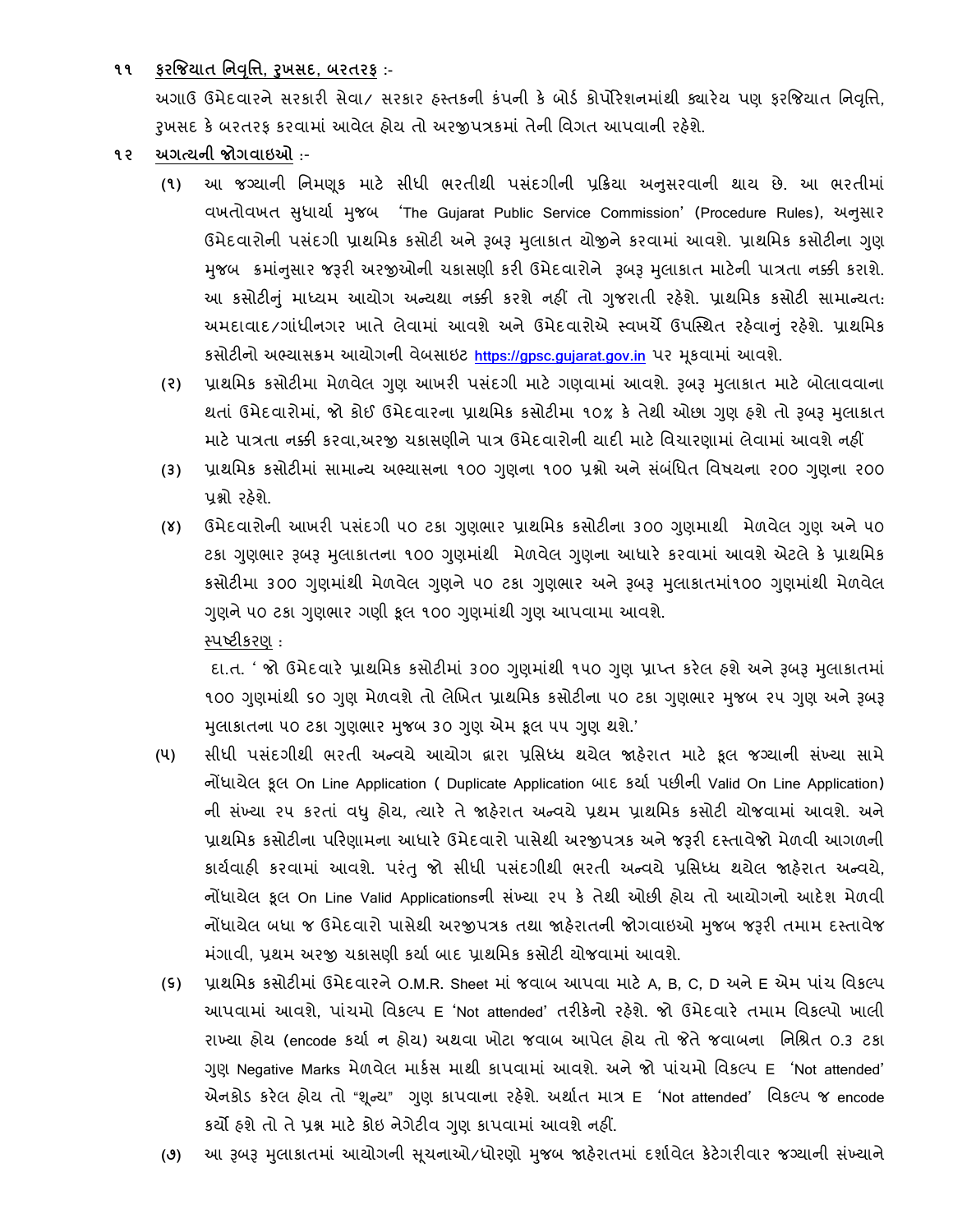**૧૧ <u>ફરજિયાત નિવૃત્તિ, રુખસદ, બરતરફ</u> :-**

અગાઉ ઉમેદવારને સરકારી સેવા/ સરકાર હસ્તકની કંપની કે બોર્ડ કોર્પોરેશનમાંથી ક્યારેય પણ ફરજિયાત નિવૃત્તિ, રુખસદ કે બરતરફ કરવામાં આવેલ હોય તો અરજીપત્રકમાં તેની વિગત આપવાની રહેશે.

**૧૨ <u>અગત્યની જોગવાઇઓ</u> :-**

(૧) આ જગ્યાની નિમણૂક માટે સીધી ભરતીથી પસંદગીની પ્રક્રિયા અનુસરવાની થાય છે. આ ભરતીમાં વખતોવખત સુધાર્યા મુજબ 'The Gujarat Public Service Commission' (Procedure Rules), અનુસાર ઉમેદવારોની પસંદગી પ્રાથમિક કસોટી અને રૂબરૂ મુલાકાત યોજીને કરવામાં આવશે. પ્રાથમિક કસોટીના ગુણ મુજબ ક્રમાંનુસાર જરૂરી અરજીઓની ચકાસણી કરી ઉમેદવારોને રૂબરૂ મુલાકાત માટેની પાત્રતા નક્કી કરાશે. આ કસોટીનું માધ્યમ આયોગ અન્યથા નક્કી કરશે નહીં તો ગુજરાતી રહેશે. પ્રાથમિક કસોટી સામાન્યત: અમદાવાદ/ગાંધીનગર ખાતે લેવામાં આવશે અને ઉમેદવારોએ સ્વખર્ચે ઉપસ્થિત રહેવાનું રહેશે. પ્રાથમિક કસોટીનો અભ્યાસક્રમ આયોગની વેબસાઇટ https://gpsc.gujarat.gov.in પર મૂકવામાં આવશે.

(૨) પ્રાથમિક કસોટીમા મેળવેલ ગુણ આખરી પસંદગી માટે ગણવામાં આવશે. રૂબરૂ મુલાકાત માટે બોલાવવાના થતાં ઉમેદવારોમાં, જો કોઈ ઉમેદવારના પ્રાથમિક કસોટીમા ૧૦% કે તેથી ઓછા ગુણ હશે તો રૂબરૂ મુલાકાત માટે પાત્રતા નક્કી કરવા,અરજી ચકાસણીને પાત્ર ઉમેદવારોની યાદી માટે વિચારણામાં લેવામાં આવશે નહીં

(૩) પ્રાથમિક કસોટીમાં સામાન્ય અભ્યાસના ૧૦૦ ગુણના ૧૦૦ પ્રશ્નો અને સંબંધિત વિષયના ૨૦૦ ગુણના ૨૦૦ પ્રશ્નો રહેશે.

(૪) ઉમેદવારોની આખરી પસંદગી ૫૦ ટકા ગુણભાર પ્રાથમિક કસોટીના ૩૦૦ ગુણમાથી મેળવેલ ગુણ અને ૫૦ ટકા ગુણભાર રૂબરૂ મુલાકાતના ૧૦૦ ગુણમાંથી મેળવેલ ગુણના આધારે કરવામાં આવશે એટલે કે પ્રાથમિક કસોટીમા ૩૦૦ ગુણમાંથી મેળવેલ ગુણને ૫૦ ટકા ગુણભાર અને રૂબરૂ મુલાકાતમાં૧૦૦ ગુણમાંથી મેળવેલ ગુણને ૫૦ ટકા ગુણભાર ગણી કૂલ ૧૦૦ ગુણમાંથી ગુણ આપવામા આવશે.

<u>સ્પષ્ટીકરણ</u> :

દા.ત. ' જો ઉમેદવારે પ્રાથમિક કસોટીમાં ૩૦૦ ગુણમાંથી ૧૫૦ ગુણ પ્રાપ્ત કરેલ હશે અને રૂબરૂ મુલાકાતમાં ૧૦૦ ગુણમાંથી ૬૦ ગુણ મેળવશે તો લેખિત પ્રાથમિક કસોટીના ૫૦ ટકા ગુણભાર મુજબ ૨૫ ગુણ અને રૂબરૂ મુલાકાતના ૫૦ ટકા ગુણભાર મુજબ ૩૦ ગુણ એમ કૂલ ૫૫ ગુણ થશે.'

(૫) સીધી પસંદગીથી ભરતી અન્વયે આયોગ દ્વારા પ્રસિધ્ધ થયેલ જાહેરાત માટે કૂલ જગ્યાની સંખ્યા સામે નોંધાયેલ કૂલ On Line Application ( Duplicate Application બાદ કર્યા પછીની Valid On Line Application) ની સંખ્યા ૨૫ કરતાં વધુ હોય, ત્યારે તે જાહેરાત અન્વયે પ્રથમ પ્રાથમિક કસોટી યોજવામાં આવશે. અને પ્રાથમિક કસોટીના પરિણામના આધારે ઉમેદવારો પાસેથી અરજીપત્રક અને જરૂરી દસ્તાવેજો મેળવી આગળની કાર્યવાહી કરવામાં આવશે. પરંતુ જો સીધી પસંદગીથી ભરતી અન્વયે પ્રસિધ્ધ થયેલ જાહેરાત અન્વયે, નોંધાયેલ કૂલ On Line Valid Applicationsની સંખ્યા ૨૫ કે તેથી ઓછી હોય તો આયોગનો આદેશ મેળવી નોંધાયેલ બધા જ ઉમેદવારો પાસેથી અરજીપત્રક તથા જાહેરાતની જોગવાઇઓ મુજબ જરૂરી તમામ દસ્તાવેજ મંગાવી, પ્રથમ અરજી ચકાસણી કર્યા બાદ પ્રાથમિક કસોટી યોજવામાં આવશે.

(૬) પ્રાથમિક કસોટીમાં ઉમેદવારને O.M.R. Sheet માં જવાબ આપવા માટે A, B, C, D અને E એમ પાંચ વિકલ્પ આપવામાં આવશે, પાંચમો વિકલ્પ E 'Not attended' તરીકેનો રહેશે. જો ઉમેદવારે તમામ વિકલ્પો ખાલી રાખ્યા હોય (encode કર્યા ન હોય) અથવા ખોટા જવાબ આપેલ હોય તો જેતે જવાબના નિશ્રિત 0.3 ટકા ગુણ Negative Marks મેળવેલ માર્કસ માથી કાપવામાં આવશે. અને જો પાંચમો વિકલ્પ E 'Not attended' એનકોડ કરેલ હોય તો "શૂન્ય" ગુણ કાપવાના રહેશે. અર્થાત માત્ર E 'Not attended' વિકલ્પ જ encode કર્યો હશે તો તે પ્રશ્ન માટે કોઇ નેગેટીવ ગુણ કાપવામાં આવશે નહીં.

(૭) આ રૂબરૂ મુલાકાતમાં આયોગની સૂચનાઓ/ધોરણો મુજબ જાહેરાતમાં દર્શાવેલ કેટેગરીવાર જગ્યાની સંખ્યાને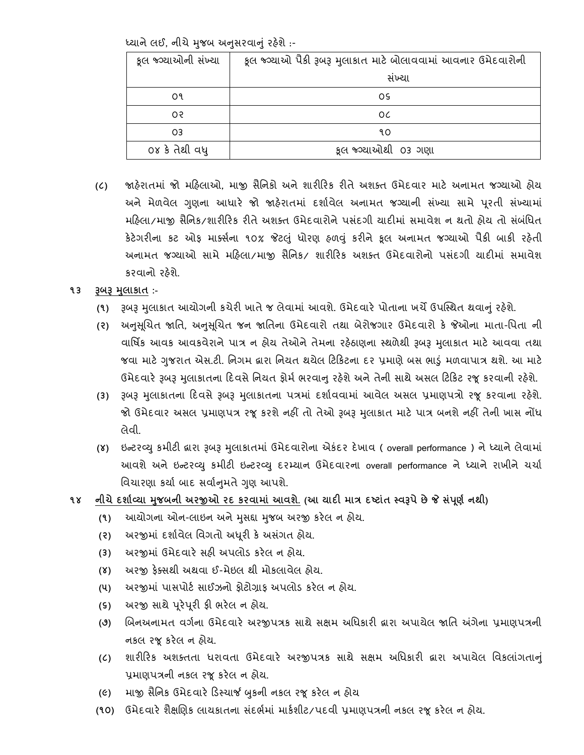ધ્યાને લઈ, નીચે મુજબ અનુસરવાનું રહેશે :-

| કૂલ જગ્યાઓની સંખ્યા | કૂલ જગ્યાઓ પૈકી રૂબરૂ મુલાકાત માટે બોલાવવામાં આવનાર ઉમેદવારોની સંખ્યા |
|---|---|
| ૦૧ | ૦૬ |
| ૦૨ | ૦૮ |
| ૦૩ | ૧૦ |
| ૦૪ કે તેથી વધુ | કૂલ જગ્યાઓથી ૦૩ ગણા |

(૮) જાહેરાતમાં જો મહિલાઓ, માજી સૈનિકો અને શારીરિક રીતે અશક્ત ઉમેદવાર માટે અનામત જગ્યાઓ હોય અને મેળવેલ ગુણના આધારે જો જાહેરાતમાં દર્શાવેલ અનામત જગ્યાની સંખ્યા સામે પૂરતી સંખ્યામાં મહિલા/માજી સૈનિક/શારીરિક રીતે અશક્ત ઉમેદવારોને પસંદગી યાદીમાં સમાવેશ ન થતો હોય તો સંબંધિત કેટેગરીના કટ ઓફ માર્ક્સના ૧૦% જેટલું ધોરણ હળવું કરીને કૂલ અનામત જગ્યાઓ પૈકી બાકી રહેતી અનામત જગ્યાઓ સામે મહિલા/માજી સૈનિક/ શારીરિક અશક્ત ઉમેદવારોનો પસંદગી યાદીમાં સમાવેશ કરવાનો રહેશે.

## ૧૩ <u>રૂબરૂ મુલાકાત</u> :-

(૧) રૂબરૂ મુલાકાત આયોગની કચેરી ખાતે જ લેવામાં આવશે. ઉમેદવારે પોતાના ખર્ચે ઉપસ્થિત થવાનું રહેશે.

(૨) અનુસૂચિત જાતિ, અનુસૂચિત જન જાતિના ઉમેદવારો તથા બેરોજગાર ઉમેદવારો કે જેઓના માતા-પિતા ની વાર્ષિક આવક આવકવેરાને પાત્ર ન હોય તેઓને તેમના રહેઠાણના સ્થળેથી રૂબરૂ મુલાકાત માટે આવવા તથા જવા માટે ગુજરાત એસ.ટી. નિગમ દ્વારા નિયત થયેલ ટિકિટના દર પ્રમાણે બસ ભાડું મળવાપાત્ર થશે. આ માટે ઉમેદવારે રૂબરૂ મુલાકાતના દિવસે નિયત ફોર્મ ભરવાનુ રહેશે અને તેની સાથે અસલ ટિકિટ રજૂ કરવાની રહેશે.

(૩) રૂબરૂ મુલાકાતના દિવસે રૂબરૂ મુલાકાતના પત્રમાં દર્શાવવામાં આવેલ અસલ પ્રમાણપત્રો રજૂ કરવાના રહેશે. જો ઉમેદવાર અસલ પ્રમાણપત્ર રજૂ કરશે નહીં તો તેઓ રૂબરૂ મુલાકાત માટે પાત્ર બનશે નહીં તેની ખાસ નોંધ લેવી.

(૪) ઇન્ટરવ્યુ કમીટી દ્વારા રૂબરૂ મુલાકાતમાં ઉમેદવારોના એકંદર દેખાવ ( overall performance ) ને ધ્યાને લેવામાં આવશે અને ઇન્ટરવ્યુ કમીટી ઇન્ટરવ્યુ દરમ્યાન ઉમેદવારના overall performance ને ધ્યાને રાખીને ચર્ચા વિચારણા કર્યા બાદ સર્વાનુમતે ગુણ આપશે.

## ૧૪ <u>નીચે દર્શાવ્યા મુજબની અરજીઓ રદ કરવામાં આવશે.</u> (આ યાદી માત્ર દ્રષ્ટાંત સ્વરૂપે છે જે સંપૂર્ણ નથી)

(૧) આયોગના ઓન-લાઇન અને મુસદ્દા મુજબ અરજી કરેલ ન હોય.

(૨) અરજીમાં દર્શાવેલ વિગતો અધૂરી કે અસંગત હોય.

(૩) અરજીમાં ઉમેદવારે સહી અપલોડ કરેલ ન હોય.

(૪) અરજી ફેક્સથી અથવા ઈ-મેઇલ થી મોકલાવેલ હોય.

(૫) અરજીમાં પાસપોર્ટ સાઈઝનો ફોટોગ્રાફ અપલોડ કરેલ ન હોય.

(૬) અરજી સાથે પૂરેપૂરી ફી ભરેલ ન હોય.

(૭) બિનઅનામત વર્ગના ઉમેદવારે અરજીપત્રક સાથે સક્ષમ અધિકારી દ્વારા અપાયેલ જાતિ અંગેના પ્રમાણપત્રની નકલ રજૂ કરેલ ન હોય.

(૮) શારીરિક અશક્તતા ધરાવતા ઉમેદવારે અરજીપત્રક સાથે સક્ષમ અધિકારી દ્વારા અપાયેલ વિકલાંગતાનું પ્રમાણપત્રની નકલ રજૂ કરેલ ન હોય.

(૯) માજી સૈનિક ઉમેદવારે ડિસ્ચાર્જ બુકની નકલ રજૂ કરેલ ન હોય

(૧૦) ઉમેદવારે શૈક્ષણિક લાયકાતના સંદર્ભમાં માર્કશીટ/પદવી પ્રમાણપત્રની નકલ રજૂ કરેલ ન હોય.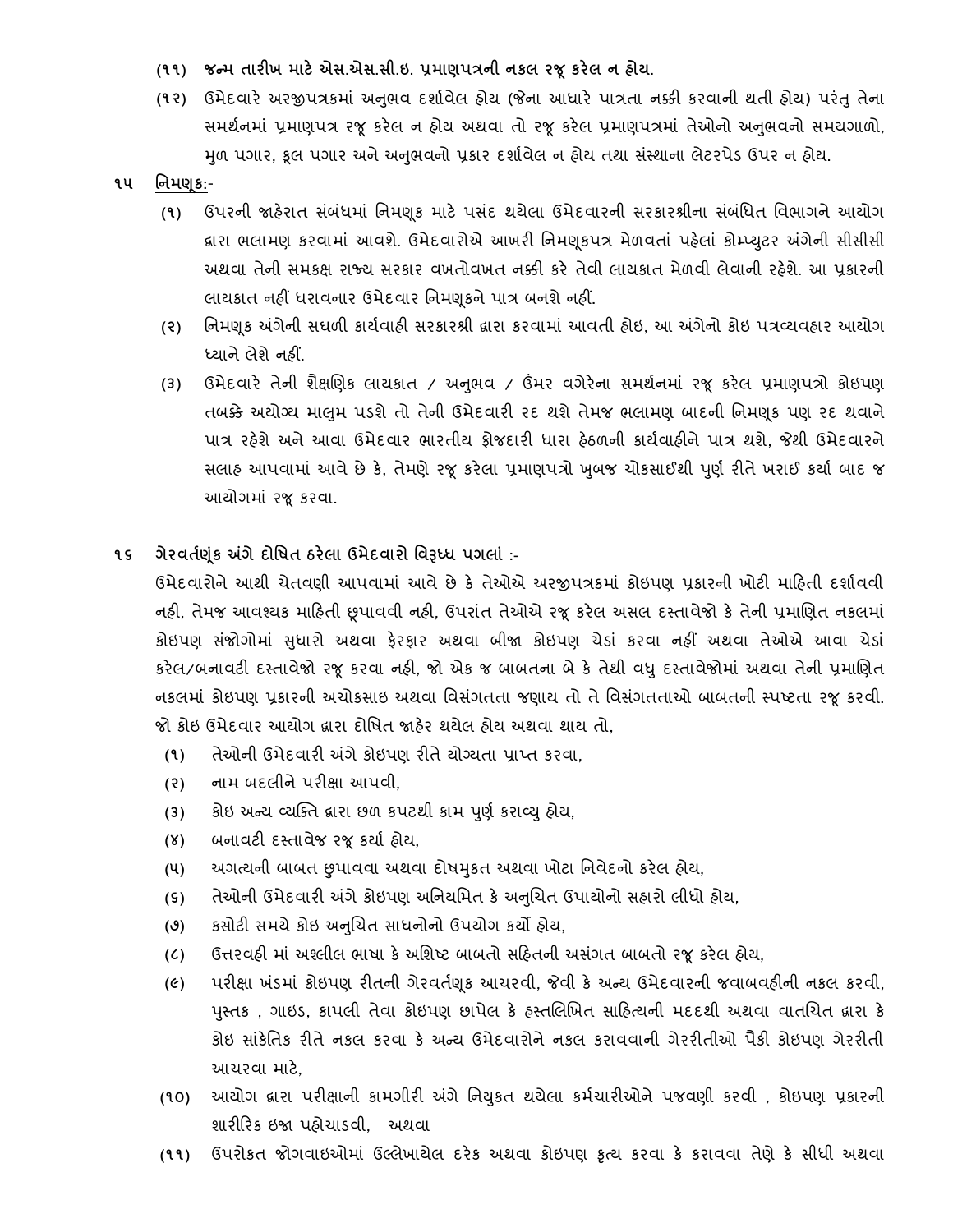**(૧૧) જન્મ તારીખ માટે એસ.એસ.સી.ઇ. પ્રમાણપત્રની નકલ રજૂ કરેલ ન હોય.**

**(૧૨)** ઉમેદવારે અરજીપત્રકમાં અનુભવ દર્શાવેલ હોય (જેના આધારે પાત્રતા નક્કી કરવાની થતી હોય) પરંતુ તેના સમર્થનમાં પ્રમાણપત્ર રજૂ કરેલ ન હોય અથવા તો રજૂ કરેલ પ્રમાણપત્રમાં તેઓનો અનુભવનો સમયગાળો, મુળ પગાર, કૂલ પગાર અને અનુભવનો પ્રકાર દર્શાવેલ ન હોય તથા સંસ્થાના લેટરપેડ ઉપર ન હોય.

## ૧૫ નિમણૂક:-

(૧) ઉપરની જાહેરાત સંબંધમાં નિમણૂક માટે પસંદ થયેલા ઉમેદવારની સરકારશ્રીના સંબંધિત વિભાગને આયોગ દ્વારા ભલામણ કરવામાં આવશે. ઉમેદવારોએ આખરી નિમણૂકપત્ર મેળવતાં પહેલાં કોમ્પ્યુટર અંગેની સીસીસી અથવા તેની સમકક્ષ રાજ્ય સરકાર વખતોવખત નક્કી કરે તેવી લાયકાત મેળવી લેવાની રહેશે. આ પ્રકારની લાયકાત નહીં ધરાવનાર ઉમેદવાર નિમણૂકને પાત્ર બનશે નહીં.

(૨) નિમણૂક અંગેની સઘળી કાર્યવાહી સરકારશ્રી દ્વારા કરવામાં આવતી હોઇ, આ અંગેનો કોઇ પત્રવ્યવહાર આયોગ ધ્યાને લેશે નહીં.

(૩) ઉમેદવારે તેની શૈક્ષણિક લાયકાત / અનુભવ / ઉંમર વગેરેના સમર્થનમાં રજૂ કરેલ પ્રમાણપત્રો કોઇપણ તબક્કે અયોગ્ય માલુમ પડશે તો તેની ઉમેદવારી રદ થશે તેમજ ભલામણ બાદની નિમણૂક પણ રદ થવાને પાત્ર રહેશે અને આવા ઉમેદવાર ભારતીય ફોજદારી ધારા હેઠળની કાર્યવાહીને પાત્ર થશે, જેથી ઉમેદવારને સલાહ આપવામાં આવે છે કે, તેમણે રજૂ કરેલા પ્રમાણપત્રો ખુબજ ચોકસાઈથી પુર્ણ રીતે ખરાઈ કર્યા બાદ જ આયોગમાં રજૂ કરવા.

## ૧૬ ગેરવર્તણૂંક અંગે દોષિત ઠરેલા ઉમેદવારો વિરૂધ્ધ પગલાં :-

ઉમેદવારોને આથી ચેતવણી આપવામાં આવે છે કે તેઓએ અરજીપત્રકમાં કોઇપણ પ્રકારની ખોટી માહિતી દર્શાવવી નહી, તેમજ આવશ્યક માહિતી છૂપાવવી નહી, ઉપરાંત તેઓએ રજૂ કરેલ અસલ દસ્તાવેજો કે તેની પ્રમાણિત નકલમાં કોઇપણ સંજોગોમાં સુધારો અથવા ફેરફાર અથવા બીજા કોઇપણ ચેડાં કરવા નહીં અથવા તેઓએ આવા ચેડાં કરેલ/બનાવટી દસ્તાવેજો રજૂ કરવા નહી, જો એક જ બાબતના બે કે તેથી વધુ દસ્તાવેજોમાં અથવા તેની પ્રમાણિત નકલમાં કોઇપણ પ્રકારની અચોકસાઇ અથવા વિસંગતતા જણાય તો તે વિસંગતતાઓ બાબતની સ્પષ્ટતા રજૂ કરવી. જો કોઇ ઉમેદવાર આયોગ દ્વારા દોષિત જાહેર થયેલ હોય અથવા થાય તો,

(૧) તેઓની ઉમેદવારી અંગે કોઇપણ રીતે યોગ્યતા પ્રાપ્ત કરવા,

(૨) નામ બદલીને પરીક્ષા આપવી,

(૩) કોઇ અન્ય વ્યક્તિ દ્વારા છળ કપટથી કામ પુર્ણ કરાવ્યુ હોય,

(૪) બનાવટી દસ્તાવેજ રજૂ કર્યા હોય,

(૫) અગત્યની બાબત છુપાવવા અથવા દોષમુકત અથવા ખોટા નિવેદનો કરેલ હોય,

(૬) તેઓની ઉમેદવારી અંગે કોઇપણ અનિયમિત કે અનુચિત ઉપાયોનો સહારો લીધો હોય,

(૭) કસોટી સમયે કોઇ અનુચિત સાધનોનો ઉપયોગ કર્યો હોય,

(૮) ઉત્તરવહી માં અશ્લીલ ભાષા કે અશિષ્ટ બાબતો સહિતની અસંગત બાબતો રજૂ કરેલ હોય,

(૯) પરીક્ષા ખંડમાં કોઇપણ રીતની ગેરવર્તણૂક આચરવી, જેવી કે અન્ય ઉમેદવારની જવાબવહીની નકલ કરવી, પુસ્તક , ગાઇડ, કાપલી તેવા કોઇપણ છાપેલ કે હસ્તલિખિત સાહિત્યની મદદથી અથવા વાતચિત દ્વારા કે કોઇ સાંકેતિક રીતે નકલ કરવા કે અન્ય ઉમેદવારોને નકલ કરાવવાની ગેરરીતીઓ પૈકી કોઇપણ ગેરરીતી આચરવા માટે,

(૧૦) આયોગ દ્વારા પરીક્ષાની કામગીરી અંગે નિયુકત થયેલા કર્મચારીઓને પજવણી કરવી , કોઇપણ પ્રકારની શારીરિક ઇજા પહોચાડવી, અથવા

(૧૧) ઉપરોકત જોગવાઇઓમાં ઉલ્લેખાયેલ દરેક અથવા કોઇપણ કૃત્ય કરવા કે કરાવવા તેણે કે સીધી અથવા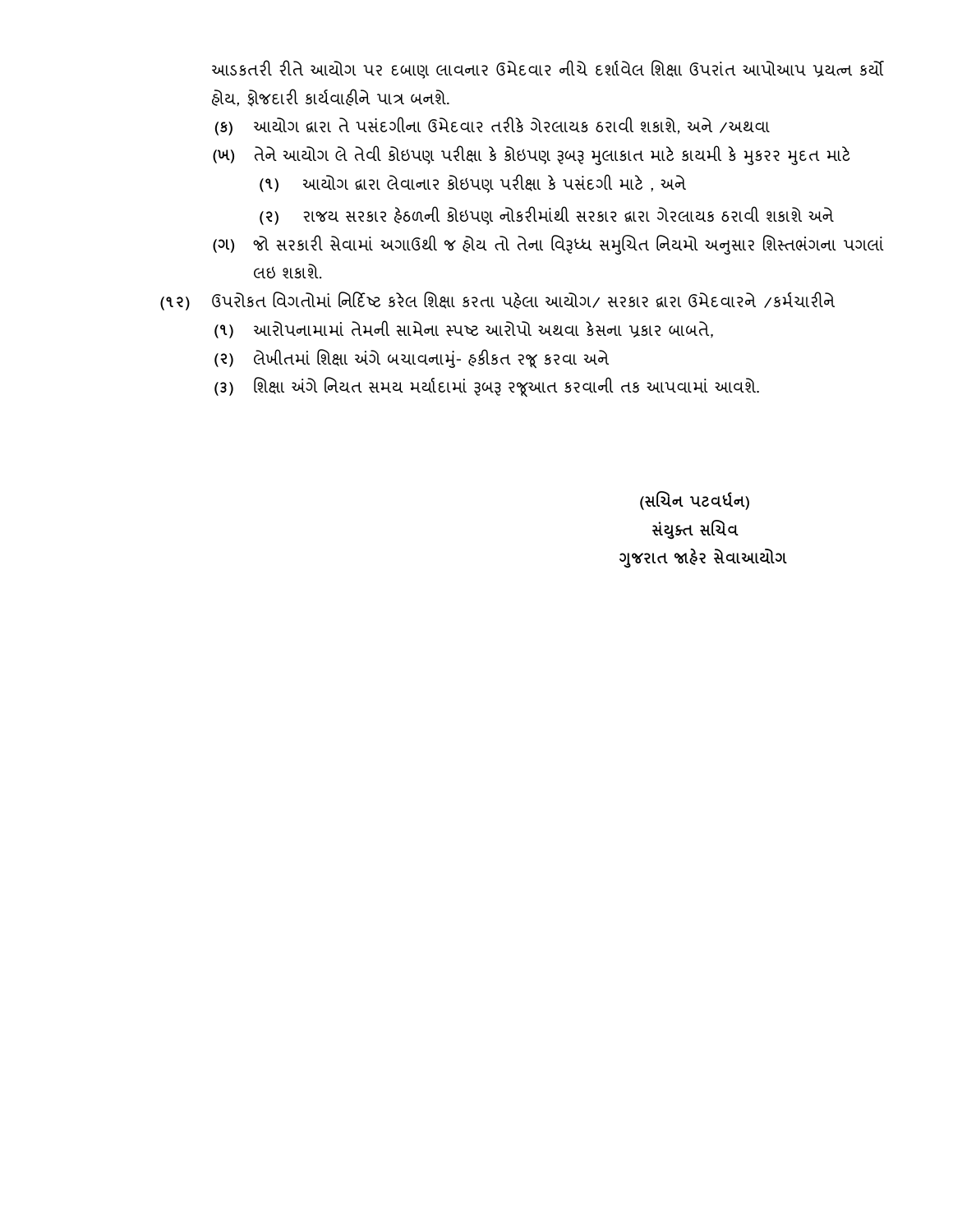આડકતરી રીતે આયોગ પર દબાણ લાવનાર ઉમેદવાર નીચે દર્શાવેલ શિક્ષા ઉપરાંત આપોઆપ પ્રયત્ન કર્યો હોય, ફોજદારી કાર્યવાહીને પાત્ર બનશે.

- (ક) આયોગ દ્વારા તે પસંદગીના ઉમેદવાર તરીકે ગેરલાયક ઠરાવી શકાશે, અને /અથવા
- (ખ) તેને આયોગ લે તેવી કોઇપણ પરીક્ષા કે કોઇપણ રૂબરૂ મુલાકાત માટે કાયમી કે મુકરર મુદત માટે
  - (૧) આયોગ દ્વારા લેવાનાર કોઇપણ પરીક્ષા કે પસંદગી માટે , અને
  - (૨) રાજય સરકાર હેઠળની કોઇપણ નોકરીમાંથી સરકાર દ્વારા ગેરલાયક ઠરાવી શકાશે અને
- (ગ) જો સરકારી સેવામાં અગાઉથી જ હોય તો તેના વિરૂધ્ધ સમુચિત નિયમો અનુસાર શિસ્તભંગના પગલાં લઇ શકાશે.

(૧૨) ઉપરોકત વિગતોમાં નિર્દિષ્ટ કરેલ શિક્ષા કરતા પહેલા આયોગ/ સરકાર દ્વારા ઉમેદવારને /કર્મચારીને

- (૧) આરોપનામામાં તેમની સામેના સ્પષ્ટ આરોપો અથવા કેસના પ્રકાર બાબતે,
- (૨) લેખીતમાં શિક્ષા અંગે બચાવનામું- હકીકત રજૂ કરવા અને
- (૩) શિક્ષા અંગે નિયત સમય મર્યાદામાં રૂબરૂ રજૂઆત કરવાની તક આપવામાં આવશે.

**(સચિન પટવર્ધન)**
**સંયુક્ત સચિવ**
**ગુજરાત જાહેર સેવાઆયોગ**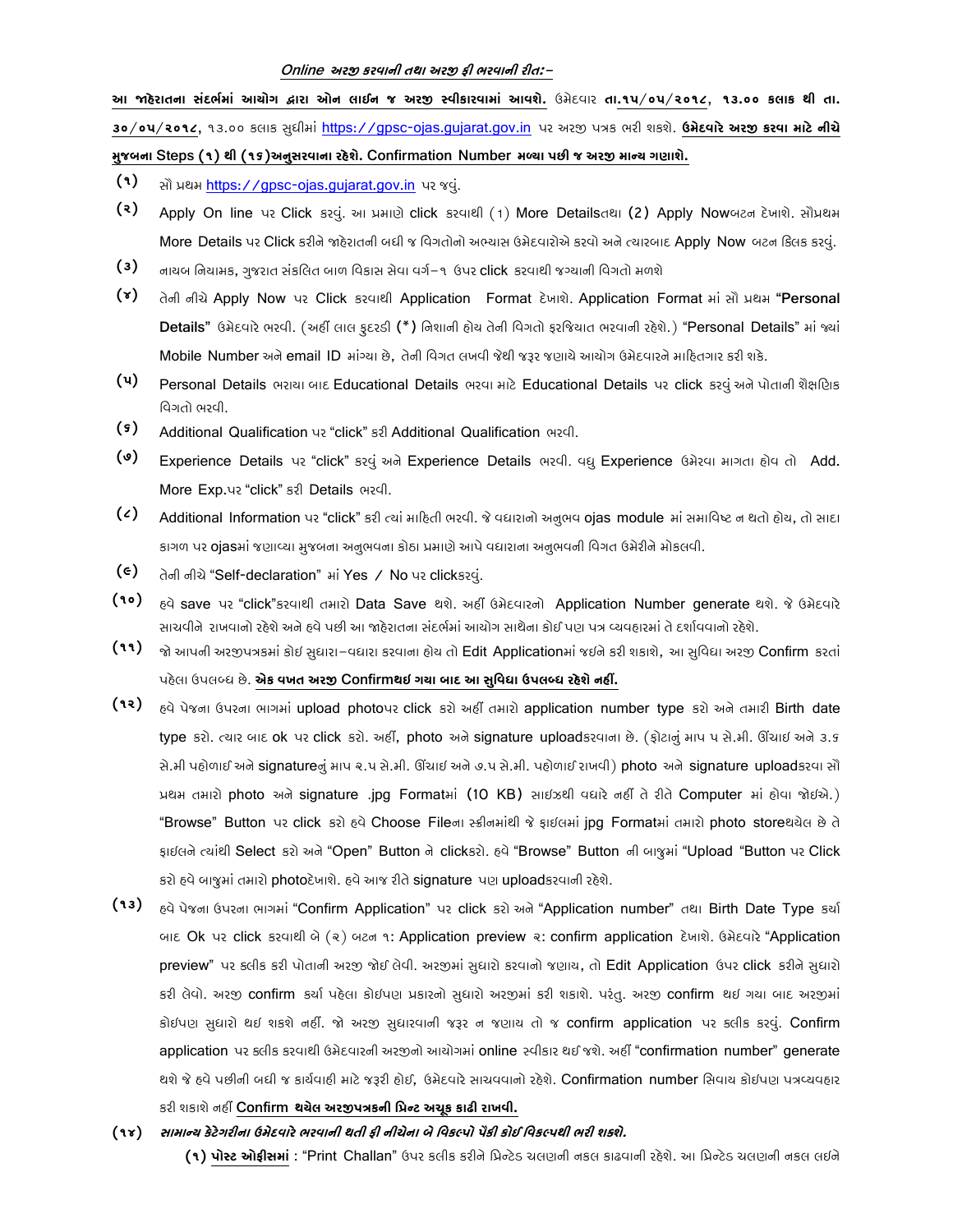***Online અરજી કરવાની તથા અરજી ફી ભરવાની રીત:-***

**આ જાહેરાતના સંદર્ભમાં આયોગ દ્વારા ઓન લાઈન જ અરજી સ્વીકારવામાં આવશે.** ઉમેદવાર **તા.૧૫/૦૫/૨૦૧૮, ૧૩.૦૦ કલાક થી તા. ૩૦/૦૫/૨૦૧૮**, ૧૩.૦૦ કલાક સુધીમાં https://gpsc-ojas.gujarat.gov.in પર અરજી પત્રક ભરી શકશે. **ઉમેદવારે અરજી કરવા માટે નીચે મુજબના Steps (૧) થી (૧૬)અનુસરવાના રહેશે. Confirmation Number મળ્યા પછી જ અરજી માન્ય ગણાશે.**

(૧) સૌ પ્રથમ https://gpsc-ojas.gujarat.gov.in પર જવું.

(૨) Apply On line પર Click કરવું. આ પ્રમાણે click કરવાથી (1) More Detailsતથા (2) Apply Nowબટન દેખાશે. સૌપ્રથમ More Details પર Click કરીને જાહેરાતની બધી જ વિગતોનો અભ્યાસ ઉમેદવારોએ કરવો અને ત્યારબાદ Apply Now બટન ક્લિક કરવું.

(૩) નાયબ નિયામક, ગુજરાત સંકલિત બાળ વિકાસ સેવા વર્ગ-૧ ઉપર click કરવાથી જગ્યાની વિગતો મળશે

(૪) તેની નીચે Apply Now પર Click કરવાથી Application Format દેખાશે. Application Format માં સૌ પ્રથમ **"Personal Details"** ઉમેદવારે ભરવી. (અહીં લાલ ફુદરડી **(*)** નિશાની હોય તેની વિગતો ફરજિયાત ભરવાની રહેશે.) "Personal Details" માં જ્યાં Mobile Number અને email ID માંગ્યા છે, તેની વિગત લખવી જેથી જરૂર જણાયે આયોગ ઉમેદવારને માહિતગાર કરી શકે.

(૫) Personal Details ભરાયા બાદ Educational Details ભરવા માટે Educational Details પર click કરવું અને પોતાની શૈક્ષણિક વિગતો ભરવી.

(૬) Additional Qualification પર "click" કરી Additional Qualification ભરવી.

(૭) Experience Details પર "click" કરવું અને Experience Details ભરવી. વધુ Experience ઉમેરવા માગતા હોવ તો Add. More Exp.પર "click" કરી Details ભરવી.

(૮) Additional Information પર "click" કરી ત્યાં માહિતી ભરવી. જે વધારાનો અનુભવ ojas module માં સમાવિષ્ટ ન થતો હોય, તો સાદા કાગળ પર ojasમાં જણાવ્યા મુજબના અનુભવના કોઠા પ્રમાણે આપે વધારાના અનુભવની વિગત ઉમેરીને મોકલવી.

(૯) તેની નીચે "Self-declaration" માં Yes / No પર clickકરવું.

(૧૦) હવે save પર "click"કરવાથી તમારો Data Save થશે. અહીં ઉમેદવારનો Application Number generate થશે. જે ઉમેદવારે સાચવીને રાખવાનો રહેશે અને હવે પછી આ જાહેરાતના સંદર્ભમાં આયોગ સાથેના કોઈ પણ પત્ર વ્યવહારમાં તે દર્શાવવાનો રહેશે.

(૧૧) જો આપની અરજીપત્રકમાં કોઇ સુધારા-વધારા કરવાના હોય તો Edit Applicationમાં જઇને કરી શકાશે, આ સુવિધા અરજી Confirm કરતાં પહેલા ઉપલબ્ધ છે. **એક વખત અરજી Confirmથઇ ગયા બાદ આ સુવિધા ઉપલબ્ધ રહેશે નહીં.**

(૧૨) હવે પેજના ઉપરના ભાગમાં upload photoપર click કરો અહીં તમારો application number type કરો અને તમારી Birth date type કરો. ત્યાર બાદ ok પર click કરો. અહીં, photo અને signature uploadકરવાના છે. (ફોટાનું માપ ૫ સે.મી. ઊંચાઇ અને ૩.૬ સે.મી પહોળાઈ અને signatureનું માપ ૨.૫ સે.મી. ઊંચાઇ અને ૭.૫ સે.મી. પહોળાઈ રાખવી) photo અને signature uploadકરવા સૌ પ્રથમ તમારો photo અને signature .jpg Formatમાં (10 KB) સાઇઝથી વધારે નહીં તે રીતે Computer માં હોવા જોઇએ.) "Browse" Button પર click કરો હવે Choose Fileના સ્ક્રીનમાંથી જે ફાઇલમાં jpg Formatમાં તમારો photo storeથયેલ છે તે ફાઇલને ત્યાંથી Select કરો અને "Open" Button ને clickકરો. હવે "Browse" Button ની બાજુમાં "Upload "Button પર Click કરો હવે બાજુમાં તમારો photoદેખાશે. હવે આજ રીતે signature પણ uploadકરવાની રહેશે.

(૧૩) હવે પેજના ઉપરના ભાગમાં "Confirm Application" પર click કરો અને "Application number" તથા Birth Date Type કર્યા બાદ Ok પર click કરવાથી બે (૨) બટન ૧: Application preview ૨: confirm application દેખાશે. ઉમેદવારે "Application preview" પર ક્લીક કરી પોતાની અરજી જોઈ લેવી. અરજીમાં સુધારો કરવાનો જણાય, તો Edit Application ઉપર click કરીને સુધારો કરી લેવો. અરજી confirm કર્યા પહેલા કોઇપણ પ્રકારનો સુધારો અરજીમાં કરી શકાશે. પરંતુ. અરજી confirm થઇ ગયા બાદ અરજીમાં કોઇપણ સુધારો થઇ શકશે નહીં. જો અરજી સુધારવાની જરૂર ન જણાય તો જ confirm application પર ક્લીક કરવું. Confirm application પર ક્લીક કરવાથી ઉમેદવારની અરજીનો આયોગમાં online સ્વીકાર થઈ જશે. અહીં "confirmation number" generate થશે જે હવે પછીની બધી જ કાર્યવાહી માટે જરૂરી હોઈ, ઉમેદવારે સાચવવાનો રહેશે. Confirmation number સિવાય કોઇપણ પત્રવ્યવહાર કરી શકાશે નહીં **Confirm થયેલ અરજીપત્રકની પ્રિન્ટ અચૂક કાઢી રાખવી.**

(૧૪) ***સામાન્ય કેટેગરીના ઉમેદવારે ભરવાની થતી ફી નીચેના બે વિકલ્પો પૈકી કોઈ વિકલ્પથી ભરી શકશે.***

**(૧) પોસ્ટ ઓફીસમાં** : "Print Challan" ઉપર કલીક કરીને પ્રિન્ટેડ ચલણની નકલ કાઢવાની રહેશે. આ પ્રિન્ટેડ ચલણની નકલ લઇને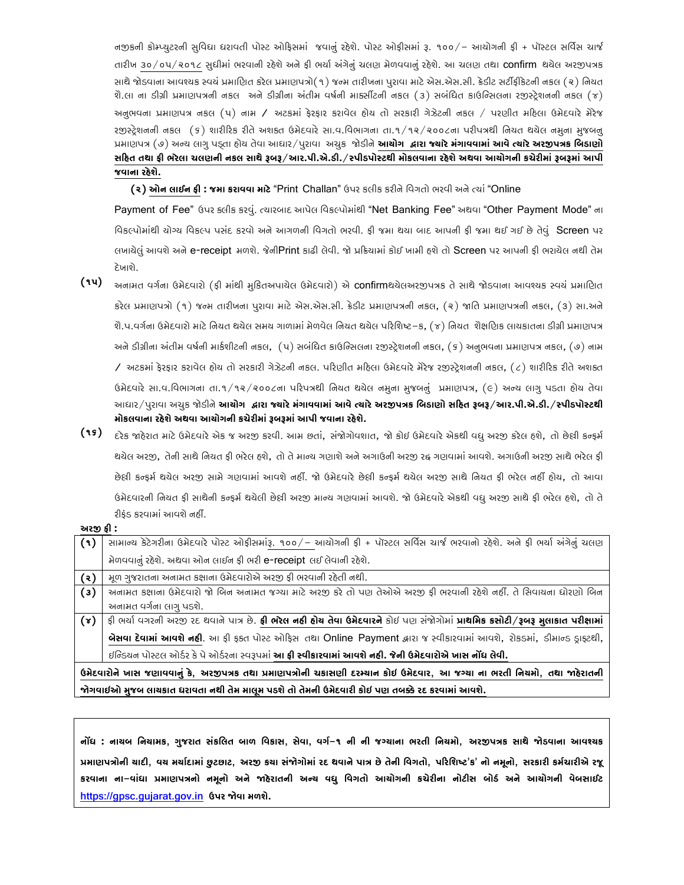નજીકની કોમ્પ્યુટરની સુવિધા ધરાવતી પોસ્ટ ઓફિસમાં જવાનું રહેશે. પોસ્ટ ઓફીસમાં રૂ. ૧૦૦/– આયોગની ફી + પૉસ્ટલ સર્વિસ ચાર્જ તારીખ <u>૩૦/૦૫/૨૦૧૮</u> સુધીમાં ભરવાની રહેશે અને ફી ભર્યા અંગેનું ચલણ મેળવવાનું રહેશે. આ ચલણ તથા confirm થયેલ અરજીપત્રક સાથે જોડવાના આવશ્યક સ્વયં પ્રમાણિત કરેલ પ્રમાણપત્રો(૧) જન્મ તારીખના પુરાવા માટે એસ.એસ.સી. કેડીટ સર્ટીફીકેટની નકલ (૨) નિયત શૈ.લા ના ડીગ્રી પ્રમાણપત્રની નકલ અને ડીગ્રીના અંતીમ વર્ષની માર્કસીટની નકલ (૩) સબંધિત કાઉન્સિલના રજીસ્ટ્રેશનની નકલ (૪) અનુભવના પ્રમાણપત્ર નકલ (૫) નામ / અટકમાં ફેરફાર કરાવેલ હોય તો સરકારી ગેઝેટની નકલ / પરણીત મહિલા ઉમેદવારે મેરેજ રજીસ્ટ્રેશનની નકલ (૬) શારીરિક રીતે અશક્ત ઉમેદવારે સા.વ.વિભાગના તા.૧/૧૨/૨૦૦૮ના પરીપત્રથી નિયત થયેલ નમુના મુજબનુ પ્રમાણપત્ર (૭) અન્ય લાગુ પડ્તા હોય તેવા આધાર/પુરાવા અચુક જોડીને **<u>આયોગ દ્વારા જ્યારે મંગાવવામાં આવે ત્યારે અરજીપત્રક બિડાણો સહિત તથા ફી ભરેલા ચલણની નકલ સાથે રૂબરૂ/આર.પી.એ.ડી./સ્પીડપોસ્ટથી મોકલવાના રહેશે અથવા આયોગની કચેરીમાં રૂબરૂમાં આપી જવાના રહેશે.</u>**

**(૨) <u>ઓન લાઈન ફી</u> : જમા કરાવવા માટે** "Print Challan" ઉપર કલીક કરીને વિગતો ભરવી અને ત્યાં "Online Payment of Fee" ઉપર કલીક કરવું. ત્યારબાદ આપેલ વિકલ્પોમાંથી "Net Banking Fee" અથવા "Other Payment Mode" ના વિકલ્પોમાંથી યોગ્ય વિકલ્પ પસંદ કરવો અને આગળની વિગતો ભરવી. ફી જમા થયા બાદ આપની ફી જમા થઈ ગઈ છે તેવું Screen પર લખાયેલું આવશે અને e-receipt મળશે. જેનીPrint કાઢી લેવી. જો પ્રક્રિયામાં કોઈ ખામી હશે તો Screen પર આપની ફી ભરાયેલ નથી તેમ દેખાશે.

**(૧૫)** અનામત વર્ગના ઉમેદવારો (ફી માંથી મુકિતઅપાયેલ ઉમેદવારો) એ confirmથયેલઅરજીપત્રક તે સાથે જોડવાના આવશ્યક સ્વયં પ્રમાણિત કરેલ પ્રમાણપત્રો (૧) જન્મ તારીખના પુરાવા માટે એસ.એસ.સી. કેડીટ પ્રમાણપત્રની નકલ, (૨) જાતિ પ્રમાણપત્રની નકલ, (૩) સા.અને શૈ.પ.વર્ગના ઉમેદવારો માટે નિયત થયેલ સમય ગાળામાં મેળવેલ નિયત થયેલ પરિશિષ્ટ–ક, (૪) નિયત શૈક્ષણિક લાયકાતના ડીગ્રી પ્રમાણપત્ર અને ડીગ્રીના અંતીમ વર્ષની માર્કશીટની નકલ, (૫) સબંધિત કાઉન્સિલના રજીસ્ટ્રેશનની નકલ, (૬) અનુભવના પ્રમાણપત્ર નકલ, (૭) નામ / અટકમાં ફેરફાર કરાવેલ હોય તો સરકારી ગેઝેટની નકલ. પરિણીત મહિલા ઉમેદવારે મૅરેજ રજીસ્ટ્રેશનની નકલ, (૮) શારીરિક રીતે અશક્ત ઉમેદવારે સા.વ.વિભાગના તા.૧/૧૨/૨૦૦૮ના પરિપત્રથી નિયત થયેલ નમુના મુજબનું પ્રમાણપત્ર, (૯) અન્ય લાગુ પડતા હોય તેવા આધાર/પુરાવા અચુક જોડીને **આયોગ દ્વારા જ્યારે મંગાવવામાં આવે ત્યારે અરજીપત્રક બિડાણો સહિત રૂબરૂ/આર.પી.એ.ડી./સ્પીડપોસ્ટથી મોકલવાના રહેશે અથવા આયોગની કચેરીમાં રૂબરૂમાં આપી જવાના રહેશે.**

**(૧૬)** દરેક જાહેરાત માટે ઉમેદવારે એક જ અરજી કરવી. આમ છતાં, સંજોગોવશાત, જો કોઈ ઉમેદવારે એકથી વધુ અરજી કરેલ હશે, તો છેલ્લી કન્ફર્મ થયેલ અરજી, તેની સાથે નિયત ફી ભરેલ હશે, તો તે માન્ય ગણાશે અને અગાઉની અરજી રદ્દ ગણવામાં આવશે. અગાઉની અરજી સાથે ભરેલ ફી છેલ્લી કન્ફર્મ થયેલ અરજી સામે ગણવામાં આવશે નહીં. જો ઉમેદવારે છેલ્લી કન્ફર્મ થયેલ અરજી સાથે નિયત ફી ભરેલ નહીં હોય, તો આવા ઉમેદવારની નિયત ફી સાથેની કન્ફર્મ થયેલી છેલ્લી અરજી માન્ય ગણવામાં આવશે. જો ઉમેદવારે એકથી વધુ અરજી સાથે ફી ભરેલ હશે, તો તે રીફંડ કરવામાં આવશે નહીં.

**અરજી ફી :**

| | |
|---|---|
| (૧) | સામાન્ય કેટેગરીના ઉમેદવારે પોસ્ટ ઓફીસમાં<u>રૂ. ૧૦૦/– આયોગની ફી + પૉસ્ટલ સર્વિસ ચાર્જ</u> ભરવાનો રહેશે. અને ફી ભર્યા અંગેનું ચલણ મેળવવાનું રહેશે. અથવા ઓન લાઈન ફી ભરી e-receipt લઈ લેવાની રહેશે. |
| (૨) | મૂળ ગુજરાતના અનામત કક્ષાના ઉમેદવારોએ અરજી ફી ભરવાની રહેતી નથી. |
| (૩) | અનામત કક્ષાના ઉમેદવારો જો બિન અનામત જગ્યા માટે અરજી કરે તો પણ તેઓએ અરજી ફી ભરવાની રહેશે નહીં. તે સિવાયના ધોરણો બિન અનામત વર્ગના લાગુ પડશે. |
| (૪) | ફી ભર્યા વગરની અરજી રદ થવાને પાત્ર છે. **<u>ફી ભરેલ નહી હોય તેવા ઉમેદવારને</u>** કોઈ પણ સંજોગોમાં **<u>પ્રાથમિક કસોટી/રૂબરૂ મુલાકાત પરીક્ષામાં બેસવા દેવામાં આવશે નહી</u>**. આ ફી ફક્ત પોસ્ટ ઓફિસ તથા Online Payment દ્વારા જ સ્વીકારવામાં આવશે, રોકડમાં, ડીમાન્ડ ડ્રાફ્ટથી, ઈન્ડિયન પોસ્ટલ ઓર્ડર કે પે ઓર્ડરના સ્વરૂપમાં **<u>આ ફી સ્વીકારવામાં આવશે નહી. જેની ઉમેદવારોએ ખાસ નોંધ લેવી.</u>** |

**<u>ઉમેદવારોને ખાસ જણાવવાનું કે, અરજીપત્રક તથા પ્રમાણપત્રોની ચકાસણી દરમ્યાન કોઈ ઉમેદવાર, આ જગ્યા ના ભરતી નિયમો, તથા જાહેરાતની જોગવાઈઓ મુજબ લાયકાત ધરાવતા નથી તેમ માલૂમ પડશે તો તેમની ઉમેદવારી કોઈ પણ તબક્કે રદ કરવામાં આવશે.</u>**

**નોંધ : નાયબ નિયામક, ગુજરાત સંકલિત બાળ વિકાસ, સેવા, વર્ગ–૧ ની ની જગ્યાના ભરતી નિયમો, અરજીપત્રક સાથે જોડવાના આવશ્યક પ્રમાણપત્રોની યાદી, વય મર્યાદામાં છુટછાટ, અરજી કયા સંજોગોમાં રદ થવાને પાત્ર છે તેની વિગતો, પરિશિષ્ટ'ક' નો નમૂનો, સરકારી કર્મચારીએ રજૂ કરવાના ના–વાંધા પ્રમાણપત્રનો નમૂનો અને જાહેરાતની અન્ય વધુ વિગતો આયોગની કચેરીના નોટીસ બોર્ડ અને આયોગની વેબસાઈટ https://gpsc.gujarat.gov.in ઉપર જોવા મળશે.**